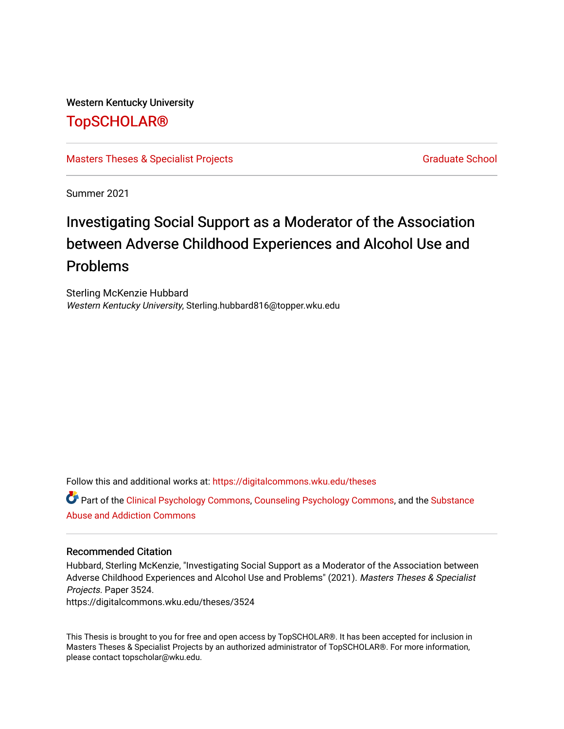Western Kentucky University

# TopSCHOLAR®

Masters Theses & Specialist Projects

Graduate School

Summer 2021

## Investigating Social Support as a Moderator of the Association between Adverse Childhood Experiences and Alcohol Use and Problems

Sterling McKenzie Hubbard

*Western Kentucky University*, Sterling.hubbard816@topper.wku.edu

Follow this and additional works at: https://digitalcommons.wku.edu/theses

Part of the Clinical Psychology Commons, Counseling Psychology Commons, and the Substance Abuse and Addiction Commons

### Recommended Citation

Hubbard, Sterling McKenzie, "Investigating Social Support as a Moderator of the Association between Adverse Childhood Experiences and Alcohol Use and Problems" (2021). *Masters Theses & Specialist Projects.* Paper 3524.
https://digitalcommons.wku.edu/theses/3524

This Thesis is brought to you for free and open access by TopSCHOLAR®. It has been accepted for inclusion in Masters Theses & Specialist Projects by an authorized administrator of TopSCHOLAR®. For more information, please contact topscholar@wku.edu.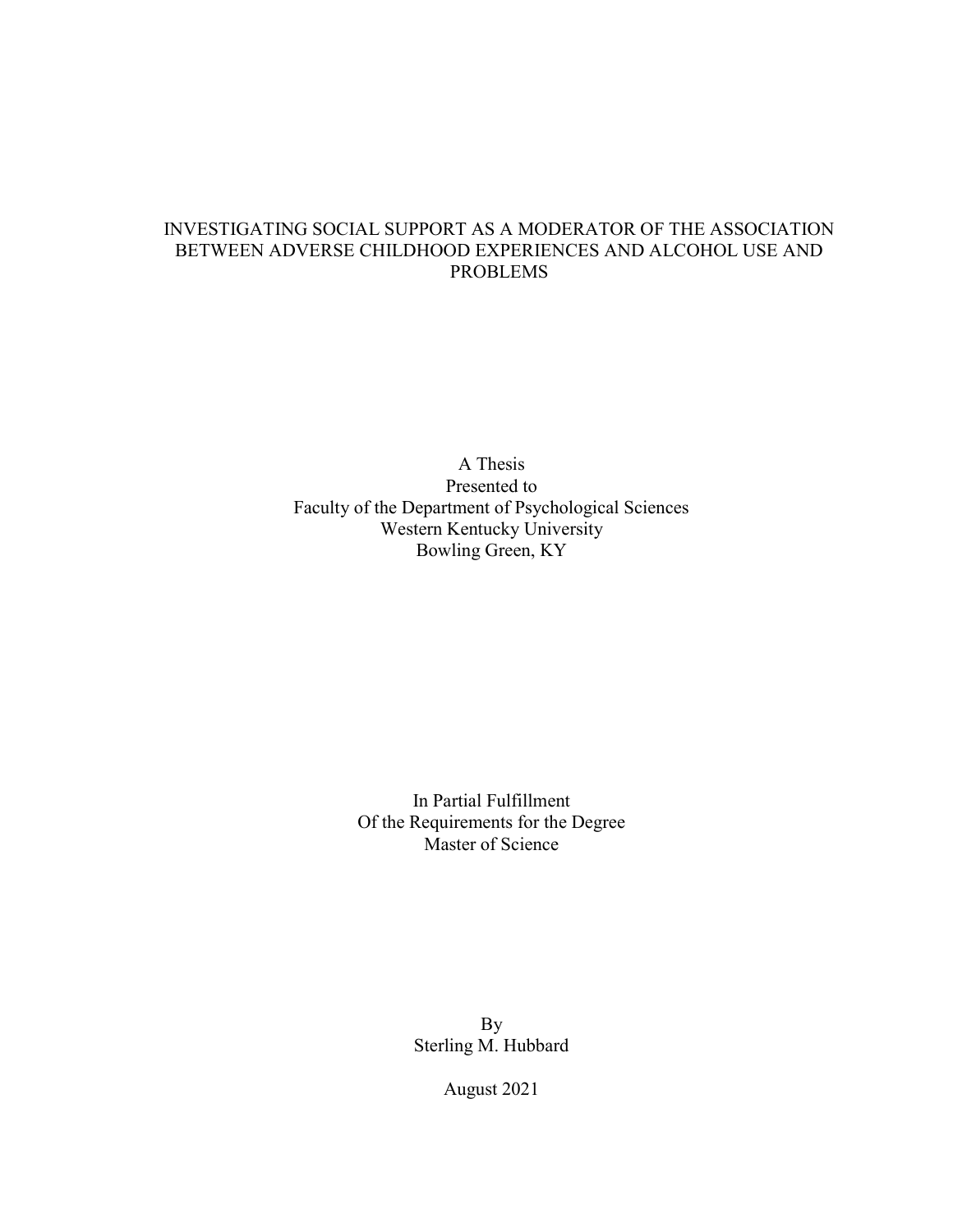# INVESTIGATING SOCIAL SUPPORT AS A MODERATOR OF THE ASSOCIATION BETWEEN ADVERSE CHILDHOOD EXPERIENCES AND ALCOHOL USE AND PROBLEMS

A Thesis
Presented to
Faculty of the Department of Psychological Sciences
Western Kentucky University
Bowling Green, KY

In Partial Fulfillment
Of the Requirements for the Degree
Master of Science

By
Sterling M. Hubbard

August 2021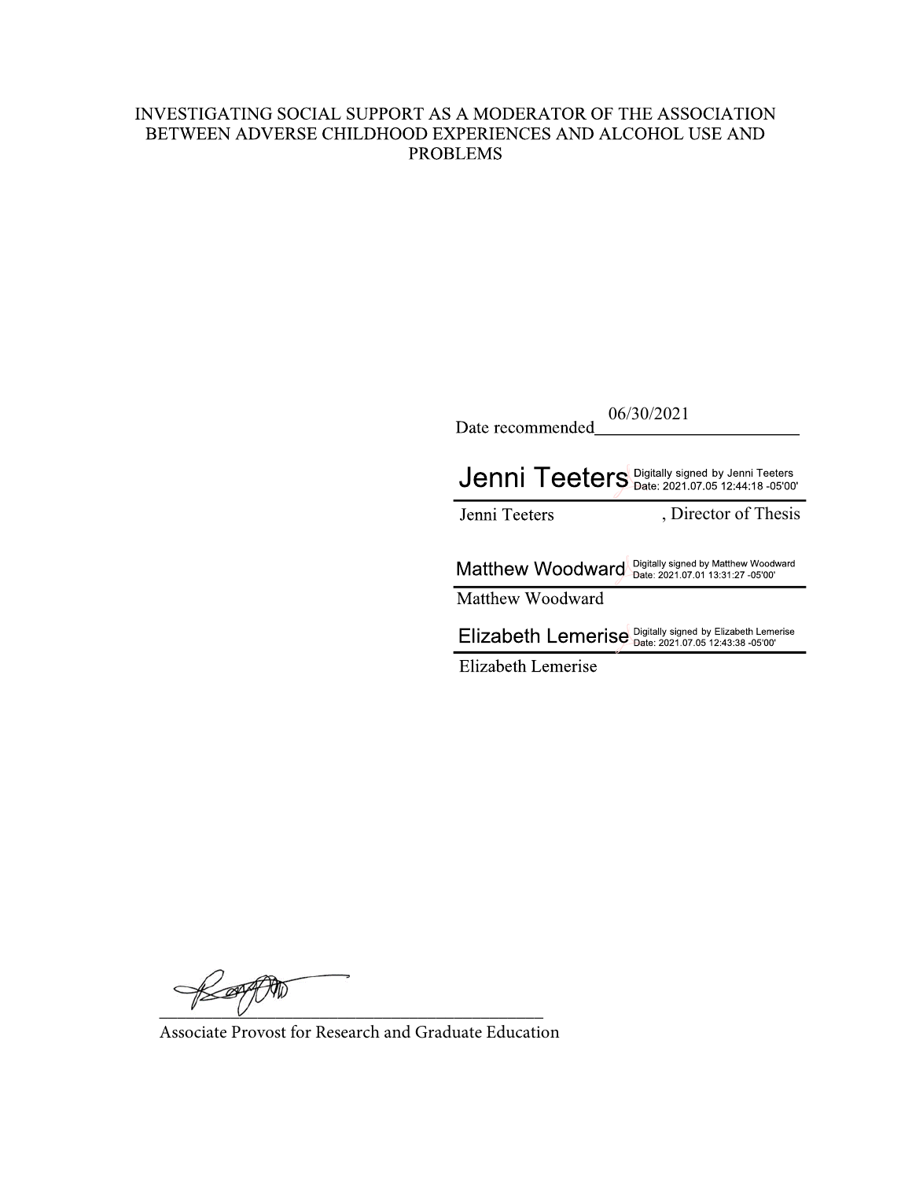INVESTIGATING SOCIAL SUPPORT AS A MODERATOR OF THE ASSOCIATION BETWEEN ADVERSE CHILDHOOD EXPERIENCES AND ALCOHOL USE AND PROBLEMS

Date recommended 06/30/2021

Jenni Teeters Digitally signed by Jenni Teeters Date: 2021.07.05 12:44:18 -05'00'

Jenni Teeters, Director of Thesis

Matthew Woodward Digitally signed by Matthew Woodward Date: 2021.07.01 13:31:27 -05'00'

Matthew Woodward

Elizabeth Lemerise Digitally signed by Elizabeth Lemerise Date: 2021.07.05 12:43:38 -05'00'

Elizabeth Lemerise

Associate Provost for Research and Graduate Education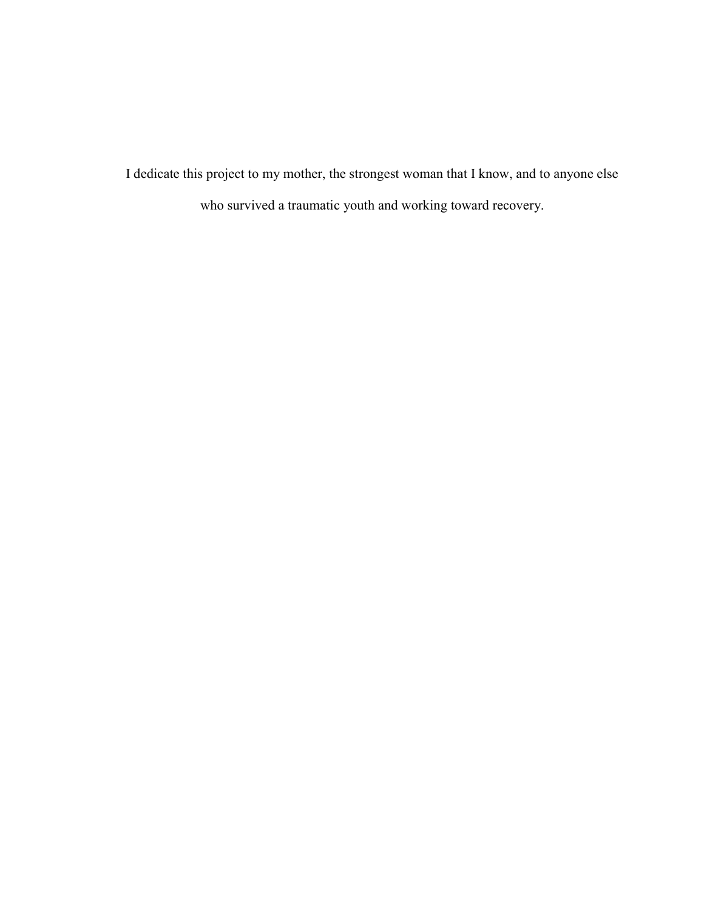I dedicate this project to my mother, the strongest woman that I know, and to anyone else who survived a traumatic youth and working toward recovery.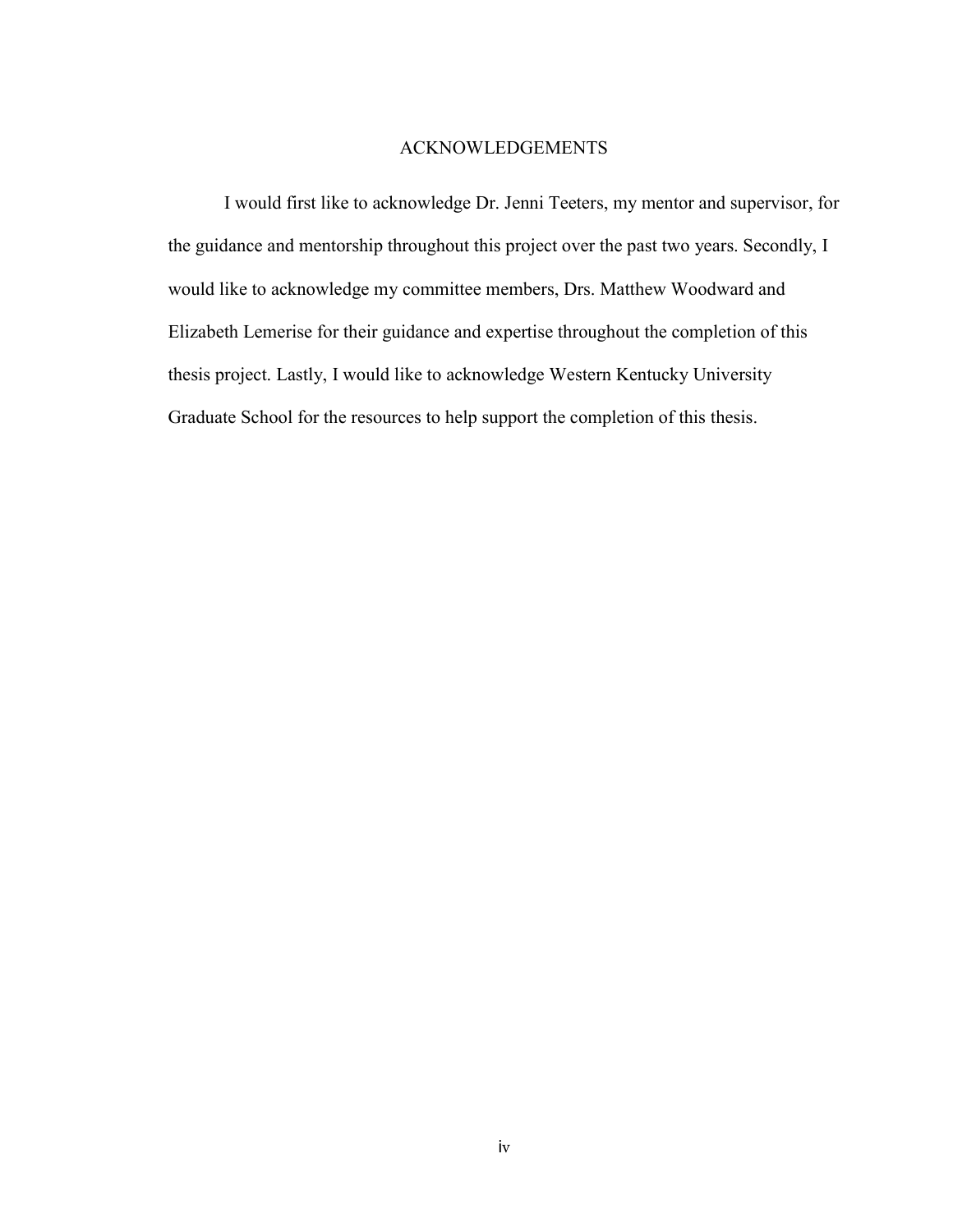# ACKNOWLEDGEMENTS

I would first like to acknowledge Dr. Jenni Teeters, my mentor and supervisor, for the guidance and mentorship throughout this project over the past two years. Secondly, I would like to acknowledge my committee members, Drs. Matthew Woodward and Elizabeth Lemerise for their guidance and expertise throughout the completion of this thesis project. Lastly, I would like to acknowledge Western Kentucky University Graduate School for the resources to help support the completion of this thesis.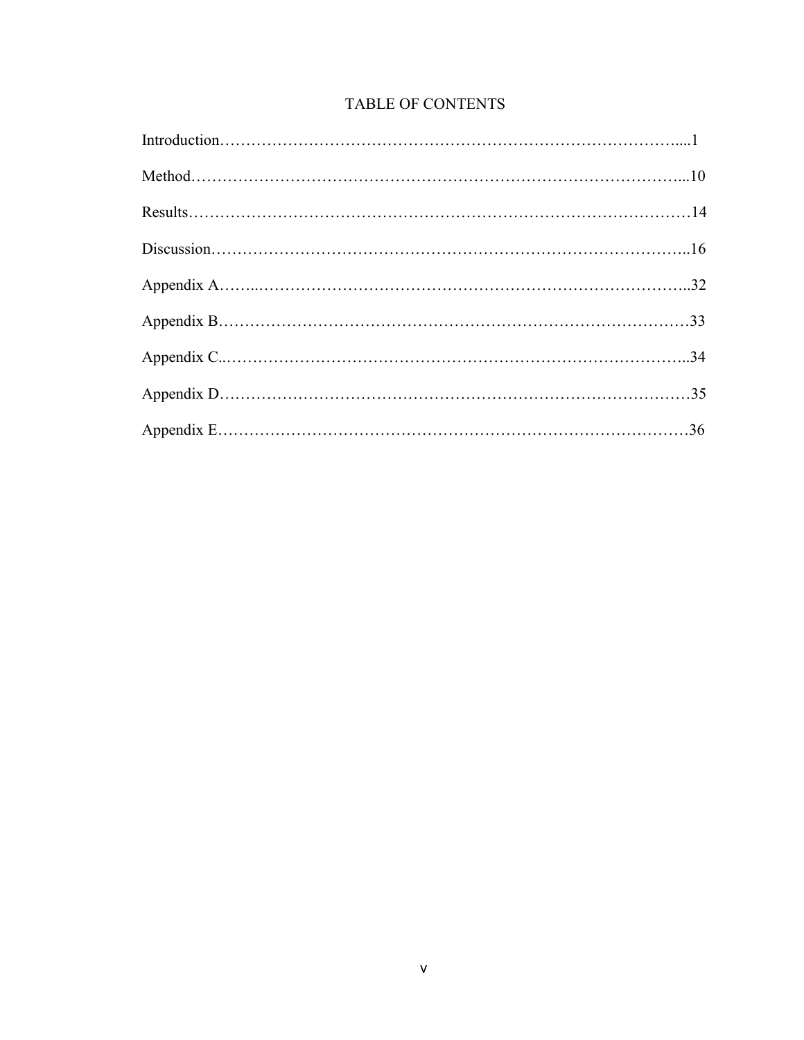# TABLE OF CONTENTS

Introduction……………………………………………………………………………....1

Method…………………………………………………………………………………...10

Results……………………………………………………………………………………14

Discussion………………………………………………………………………………..16

Appendix A……...……………………………………………………………………...32

Appendix B……………………………………………………………………………33

Appendix C..…………………………………………………………………………...34

Appendix D……………………………………………………………………………35

Appendix E……………………………………………………………………………36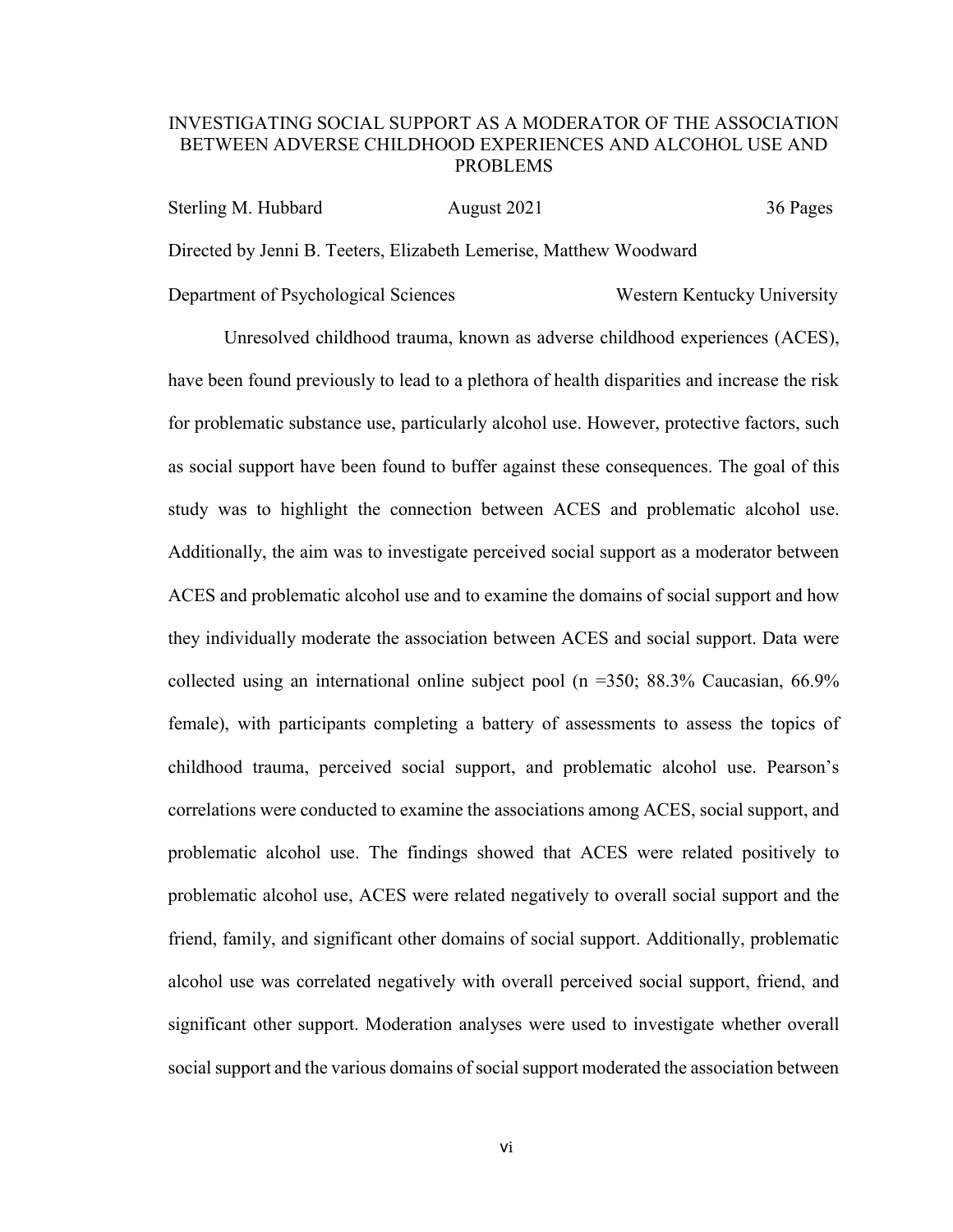INVESTIGATING SOCIAL SUPPORT AS A MODERATOR OF THE ASSOCIATION BETWEEN ADVERSE CHILDHOOD EXPERIENCES AND ALCOHOL USE AND PROBLEMS

Sterling M. Hubbard August 2021 36 Pages

Directed by Jenni B. Teeters, Elizabeth Lemerise, Matthew Woodward

Department of Psychological Sciences Western Kentucky University

Unresolved childhood trauma, known as adverse childhood experiences (ACES), have been found previously to lead to a plethora of health disparities and increase the risk for problematic substance use, particularly alcohol use. However, protective factors, such as social support have been found to buffer against these consequences. The goal of this study was to highlight the connection between ACES and problematic alcohol use. Additionally, the aim was to investigate perceived social support as a moderator between ACES and problematic alcohol use and to examine the domains of social support and how they individually moderate the association between ACES and social support. Data were collected using an international online subject pool (n =350; 88.3% Caucasian, 66.9% female), with participants completing a battery of assessments to assess the topics of childhood trauma, perceived social support, and problematic alcohol use. Pearson's correlations were conducted to examine the associations among ACES, social support, and problematic alcohol use. The findings showed that ACES were related positively to problematic alcohol use, ACES were related negatively to overall social support and the friend, family, and significant other domains of social support. Additionally, problematic alcohol use was correlated negatively with overall perceived social support, friend, and significant other support. Moderation analyses were used to investigate whether overall social support and the various domains of social support moderated the association between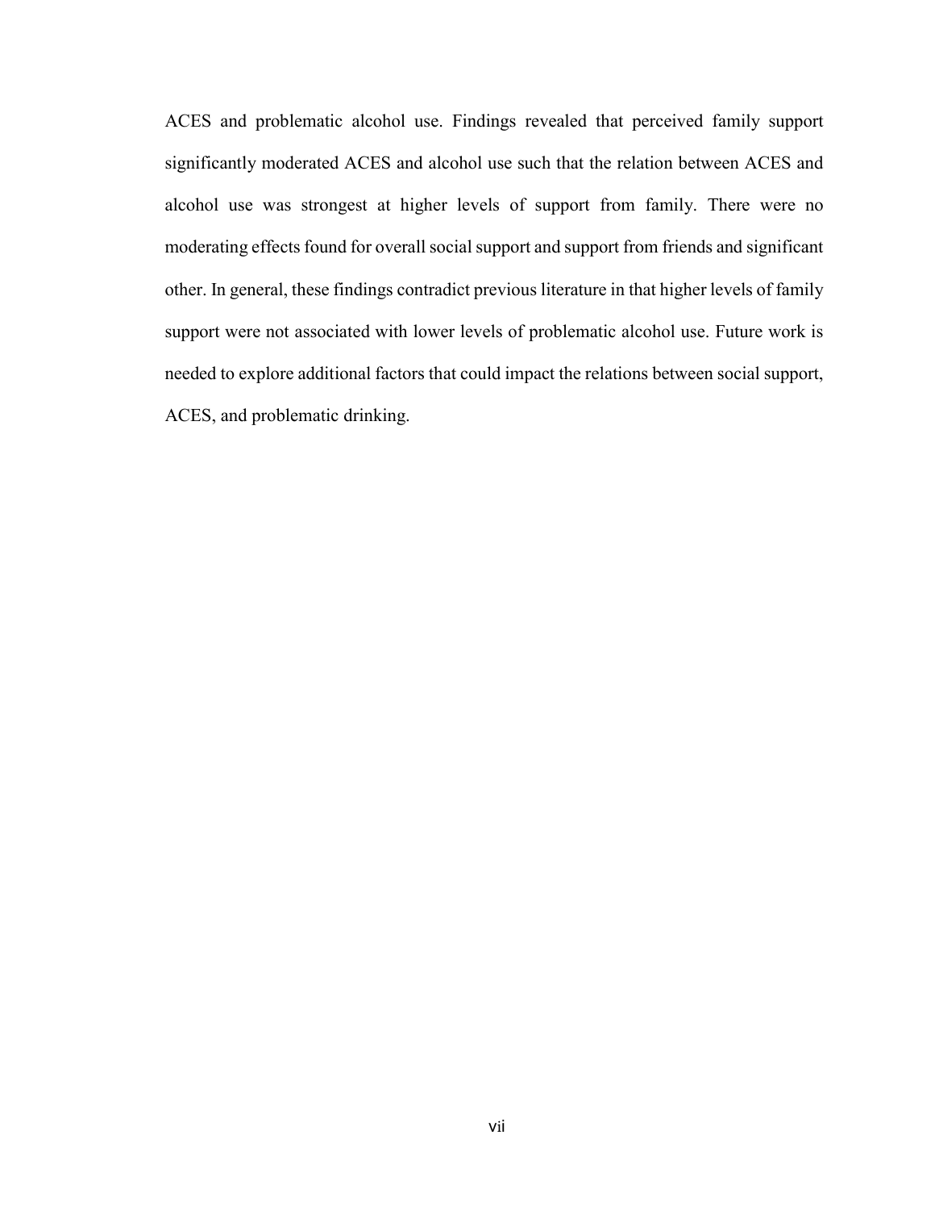ACES and problematic alcohol use. Findings revealed that perceived family support significantly moderated ACES and alcohol use such that the relation between ACES and alcohol use was strongest at higher levels of support from family. There were no moderating effects found for overall social support and support from friends and significant other. In general, these findings contradict previous literature in that higher levels of family support were not associated with lower levels of problematic alcohol use. Future work is needed to explore additional factors that could impact the relations between social support, ACES, and problematic drinking.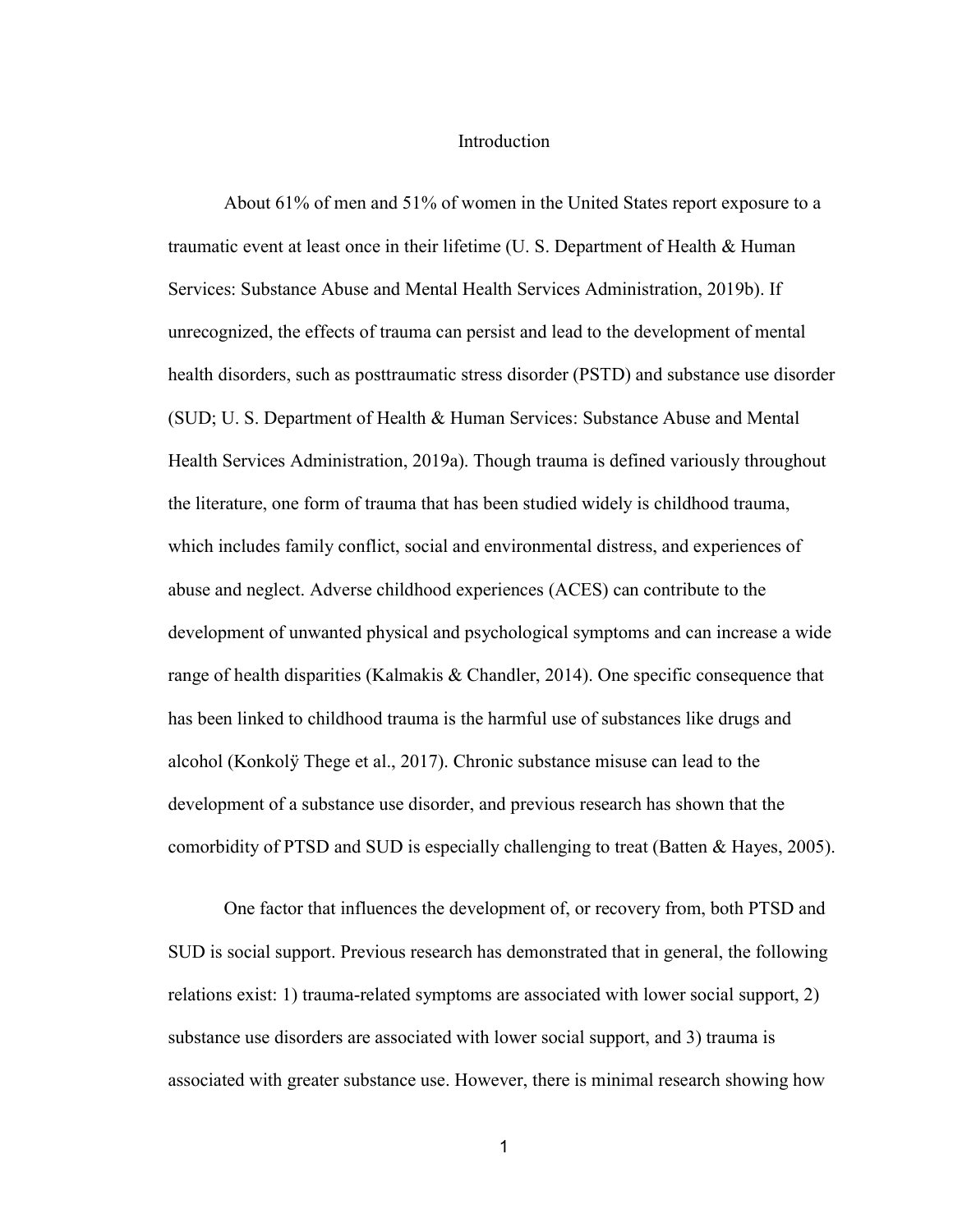# Introduction

About 61% of men and 51% of women in the United States report exposure to a traumatic event at least once in their lifetime (U. S. Department of Health & Human Services: Substance Abuse and Mental Health Services Administration, 2019b). If unrecognized, the effects of trauma can persist and lead to the development of mental health disorders, such as posttraumatic stress disorder (PSTD) and substance use disorder (SUD; U. S. Department of Health & Human Services: Substance Abuse and Mental Health Services Administration, 2019a). Though trauma is defined variously throughout the literature, one form of trauma that has been studied widely is childhood trauma, which includes family conflict, social and environmental distress, and experiences of abuse and neglect. Adverse childhood experiences (ACES) can contribute to the development of unwanted physical and psychological symptoms and can increase a wide range of health disparities (Kalmakis & Chandler, 2014). One specific consequence that has been linked to childhood trauma is the harmful use of substances like drugs and alcohol (Konkolÿ Thege et al., 2017). Chronic substance misuse can lead to the development of a substance use disorder, and previous research has shown that the comorbidity of PTSD and SUD is especially challenging to treat (Batten & Hayes, 2005).

One factor that influences the development of, or recovery from, both PTSD and SUD is social support. Previous research has demonstrated that in general, the following relations exist: 1) trauma-related symptoms are associated with lower social support, 2) substance use disorders are associated with lower social support, and 3) trauma is associated with greater substance use. However, there is minimal research showing how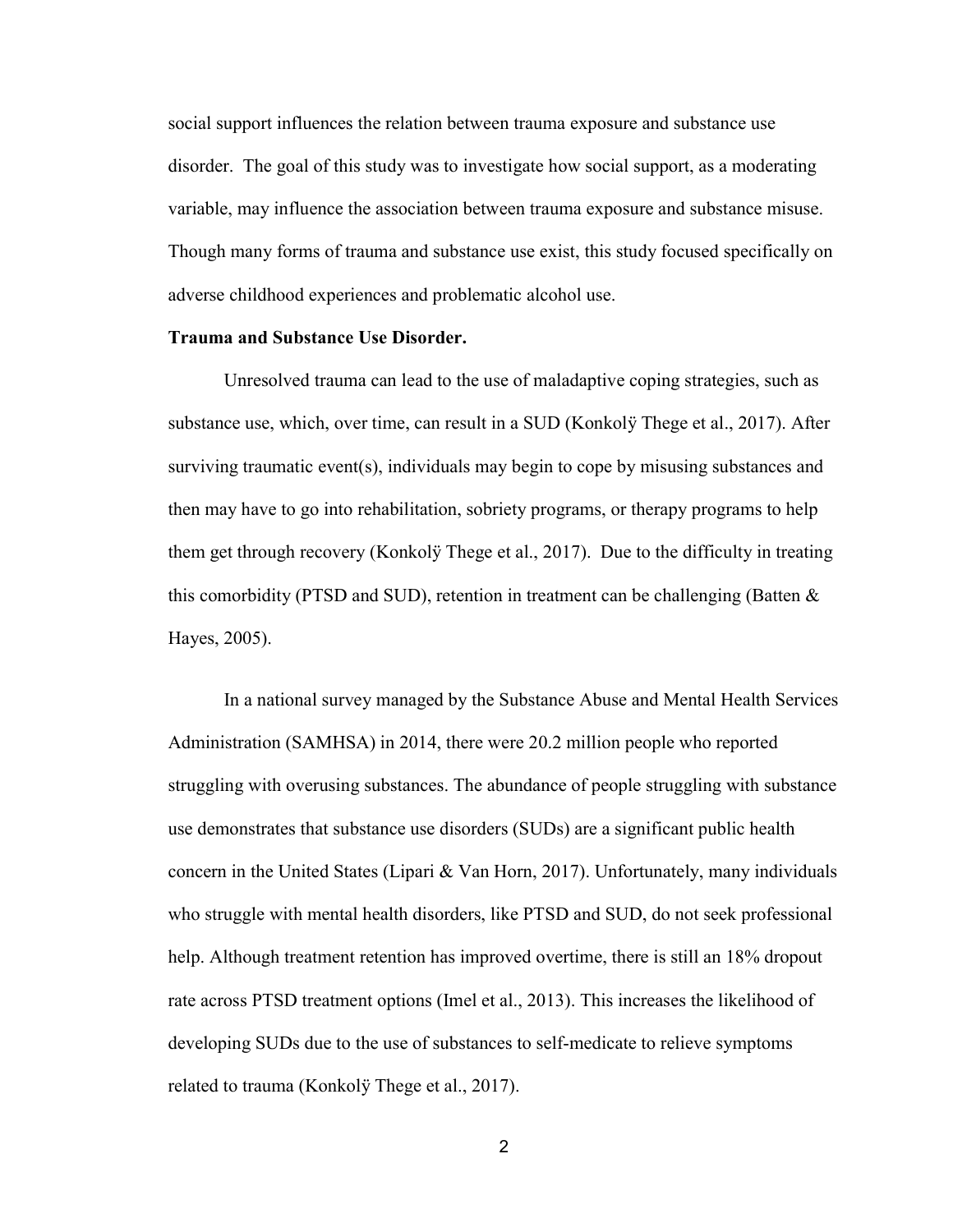social support influences the relation between trauma exposure and substance use disorder. The goal of this study was to investigate how social support, as a moderating variable, may influence the association between trauma exposure and substance misuse. Though many forms of trauma and substance use exist, this study focused specifically on adverse childhood experiences and problematic alcohol use.

**Trauma and Substance Use Disorder.**

Unresolved trauma can lead to the use of maladaptive coping strategies, such as substance use, which, over time, can result in a SUD (Konkolÿ Thege et al., 2017). After surviving traumatic event(s), individuals may begin to cope by misusing substances and then may have to go into rehabilitation, sobriety programs, or therapy programs to help them get through recovery (Konkolÿ Thege et al., 2017). Due to the difficulty in treating this comorbidity (PTSD and SUD), retention in treatment can be challenging (Batten & Hayes, 2005).

In a national survey managed by the Substance Abuse and Mental Health Services Administration (SAMHSA) in 2014, there were 20.2 million people who reported struggling with overusing substances. The abundance of people struggling with substance use demonstrates that substance use disorders (SUDs) are a significant public health concern in the United States (Lipari & Van Horn, 2017). Unfortunately, many individuals who struggle with mental health disorders, like PTSD and SUD, do not seek professional help. Although treatment retention has improved overtime, there is still an 18% dropout rate across PTSD treatment options (Imel et al., 2013). This increases the likelihood of developing SUDs due to the use of substances to self-medicate to relieve symptoms related to trauma (Konkolÿ Thege et al., 2017).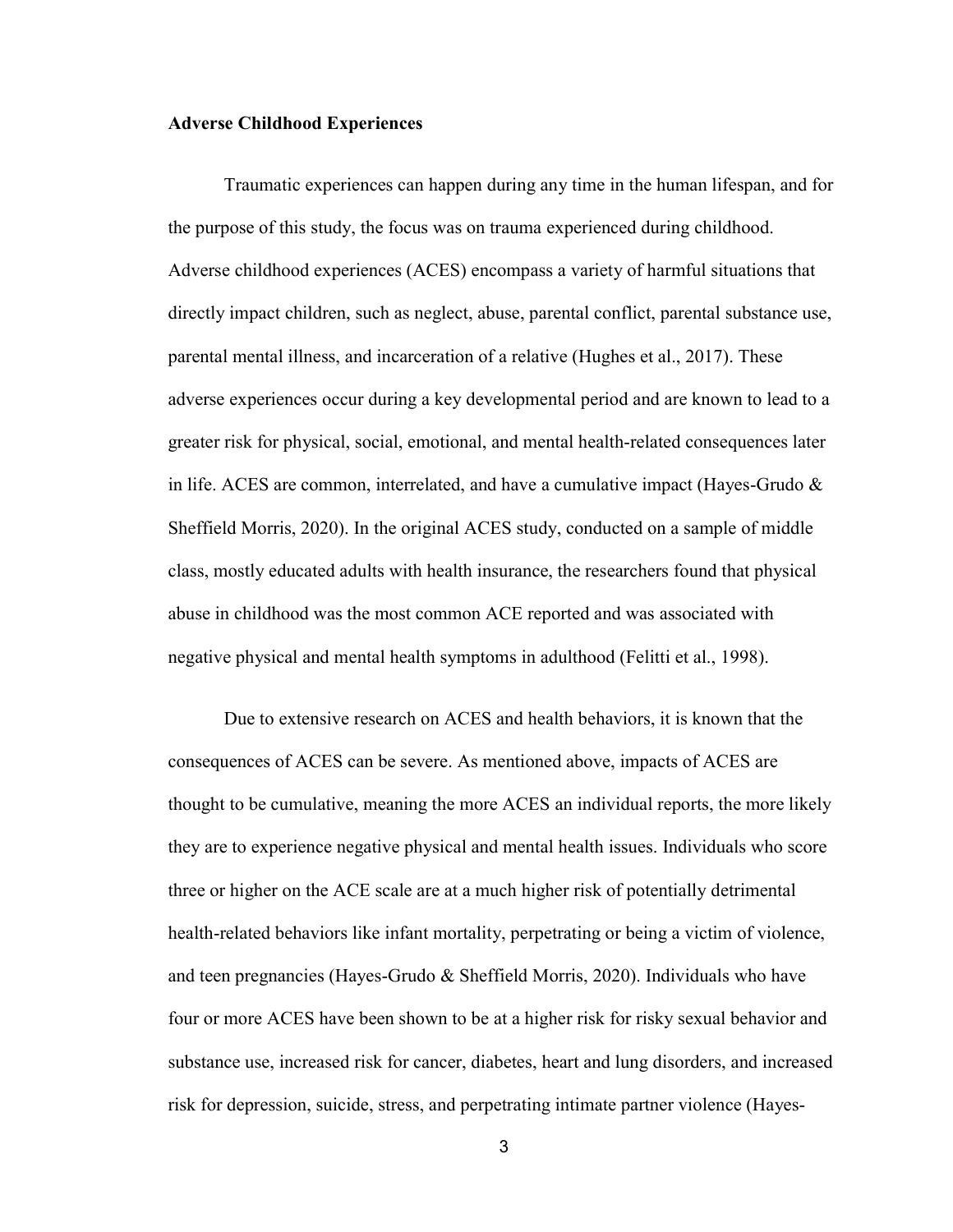**Adverse Childhood Experiences**

Traumatic experiences can happen during any time in the human lifespan, and for the purpose of this study, the focus was on trauma experienced during childhood. Adverse childhood experiences (ACES) encompass a variety of harmful situations that directly impact children, such as neglect, abuse, parental conflict, parental substance use, parental mental illness, and incarceration of a relative (Hughes et al., 2017). These adverse experiences occur during a key developmental period and are known to lead to a greater risk for physical, social, emotional, and mental health-related consequences later in life. ACES are common, interrelated, and have a cumulative impact (Hayes-Grudo & Sheffield Morris, 2020). In the original ACES study, conducted on a sample of middle class, mostly educated adults with health insurance, the researchers found that physical abuse in childhood was the most common ACE reported and was associated with negative physical and mental health symptoms in adulthood (Felitti et al., 1998).

Due to extensive research on ACES and health behaviors, it is known that the consequences of ACES can be severe. As mentioned above, impacts of ACES are thought to be cumulative, meaning the more ACES an individual reports, the more likely they are to experience negative physical and mental health issues. Individuals who score three or higher on the ACE scale are at a much higher risk of potentially detrimental health-related behaviors like infant mortality, perpetrating or being a victim of violence, and teen pregnancies (Hayes-Grudo & Sheffield Morris, 2020). Individuals who have four or more ACES have been shown to be at a higher risk for risky sexual behavior and substance use, increased risk for cancer, diabetes, heart and lung disorders, and increased risk for depression, suicide, stress, and perpetrating intimate partner violence (Hayes-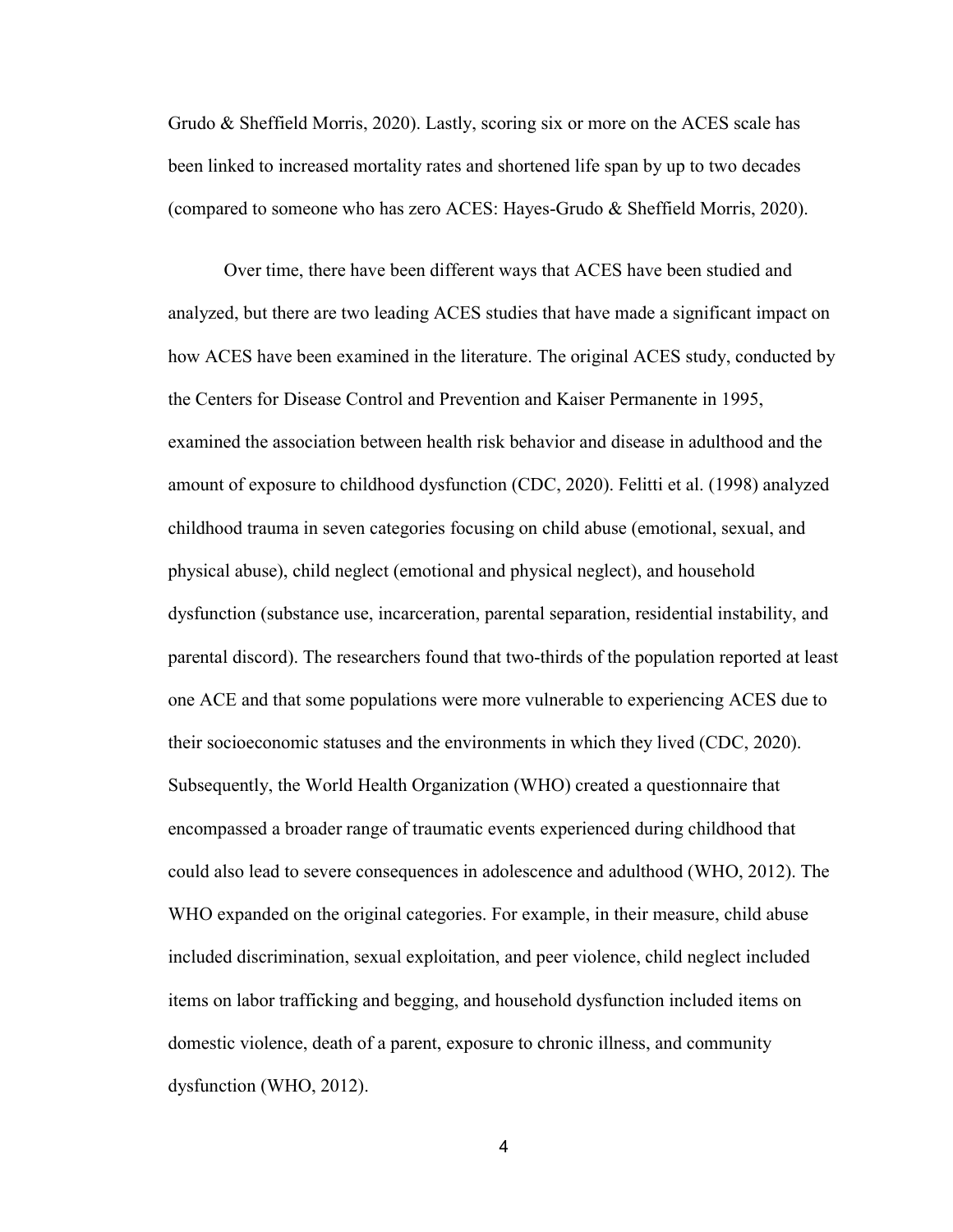Grudo & Sheffield Morris, 2020). Lastly, scoring six or more on the ACES scale has been linked to increased mortality rates and shortened life span by up to two decades (compared to someone who has zero ACES: Hayes-Grudo & Sheffield Morris, 2020).

Over time, there have been different ways that ACES have been studied and analyzed, but there are two leading ACES studies that have made a significant impact on how ACES have been examined in the literature. The original ACES study, conducted by the Centers for Disease Control and Prevention and Kaiser Permanente in 1995, examined the association between health risk behavior and disease in adulthood and the amount of exposure to childhood dysfunction (CDC, 2020). Felitti et al. (1998) analyzed childhood trauma in seven categories focusing on child abuse (emotional, sexual, and physical abuse), child neglect (emotional and physical neglect), and household dysfunction (substance use, incarceration, parental separation, residential instability, and parental discord). The researchers found that two-thirds of the population reported at least one ACE and that some populations were more vulnerable to experiencing ACES due to their socioeconomic statuses and the environments in which they lived (CDC, 2020). Subsequently, the World Health Organization (WHO) created a questionnaire that encompassed a broader range of traumatic events experienced during childhood that could also lead to severe consequences in adolescence and adulthood (WHO, 2012). The WHO expanded on the original categories. For example, in their measure, child abuse included discrimination, sexual exploitation, and peer violence, child neglect included items on labor trafficking and begging, and household dysfunction included items on domestic violence, death of a parent, exposure to chronic illness, and community dysfunction (WHO, 2012).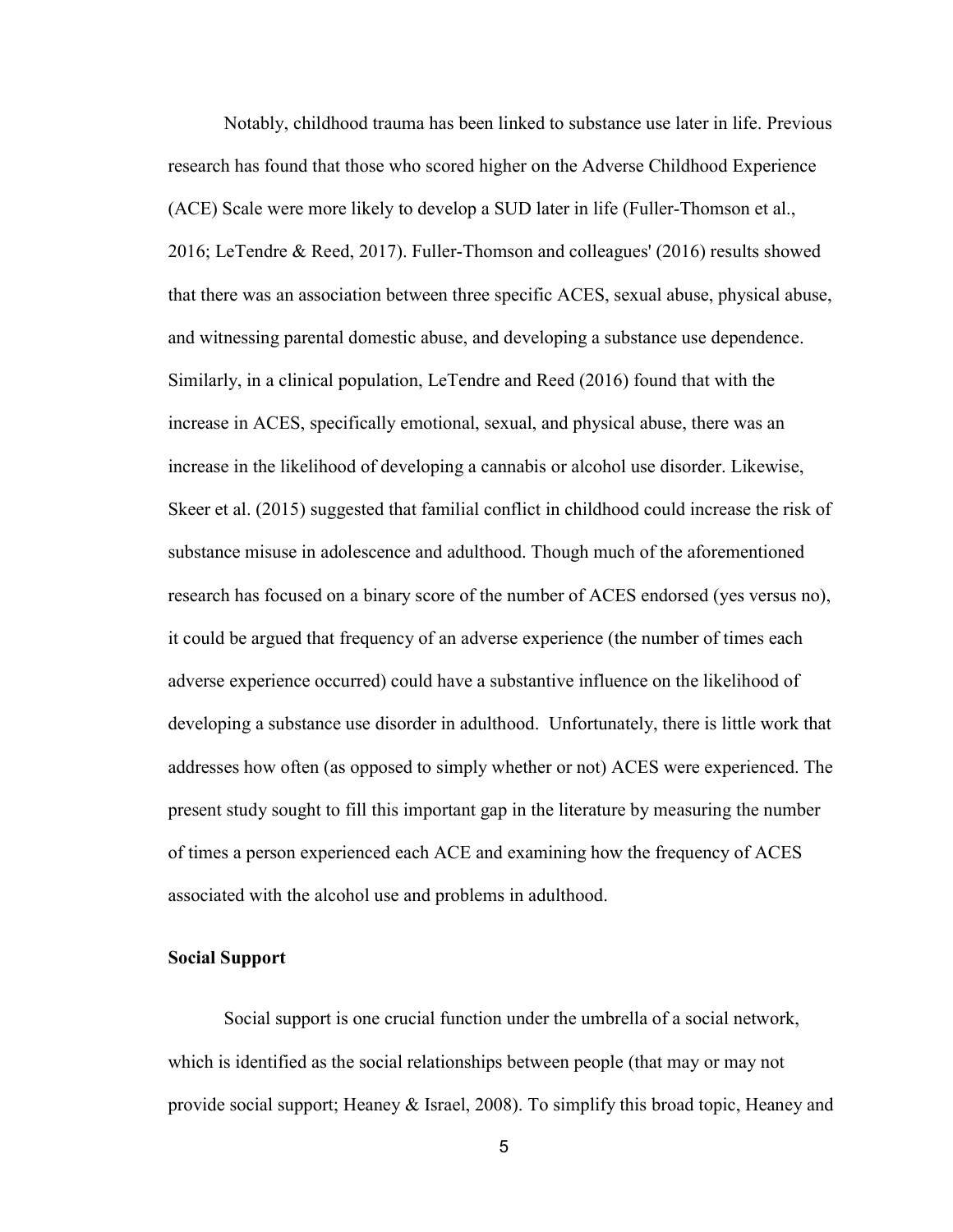Notably, childhood trauma has been linked to substance use later in life. Previous research has found that those who scored higher on the Adverse Childhood Experience (ACE) Scale were more likely to develop a SUD later in life (Fuller-Thomson et al., 2016; LeTendre & Reed, 2017). Fuller-Thomson and colleagues' (2016) results showed that there was an association between three specific ACES, sexual abuse, physical abuse, and witnessing parental domestic abuse, and developing a substance use dependence. Similarly, in a clinical population, LeTendre and Reed (2016) found that with the increase in ACES, specifically emotional, sexual, and physical abuse, there was an increase in the likelihood of developing a cannabis or alcohol use disorder. Likewise, Skeer et al. (2015) suggested that familial conflict in childhood could increase the risk of substance misuse in adolescence and adulthood. Though much of the aforementioned research has focused on a binary score of the number of ACES endorsed (yes versus no), it could be argued that frequency of an adverse experience (the number of times each adverse experience occurred) could have a substantive influence on the likelihood of developing a substance use disorder in adulthood. Unfortunately, there is little work that addresses how often (as opposed to simply whether or not) ACES were experienced. The present study sought to fill this important gap in the literature by measuring the number of times a person experienced each ACE and examining how the frequency of ACES associated with the alcohol use and problems in adulthood.

**Social Support**

Social support is one crucial function under the umbrella of a social network, which is identified as the social relationships between people (that may or may not provide social support; Heaney & Israel, 2008). To simplify this broad topic, Heaney and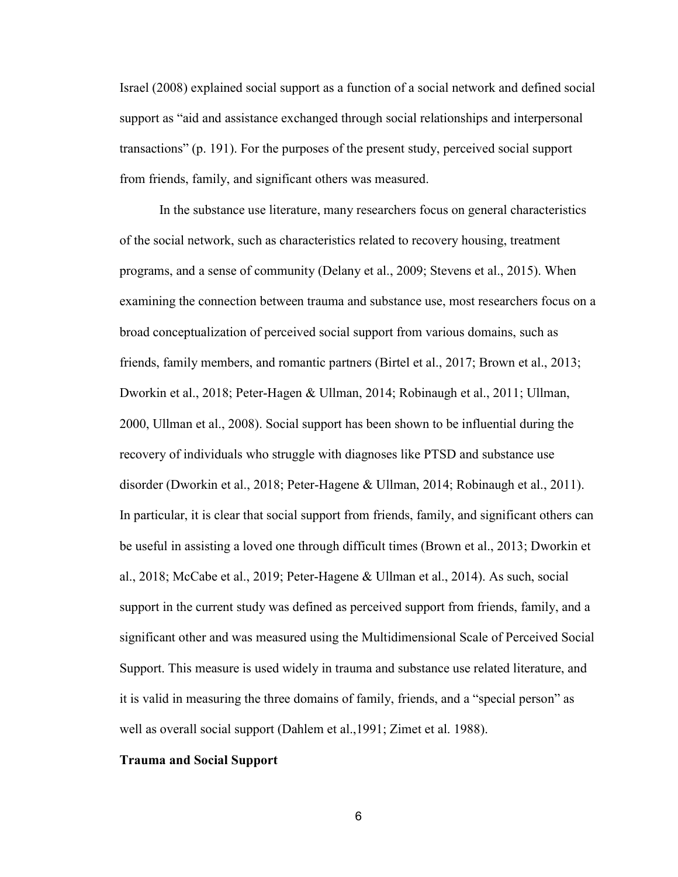Israel (2008) explained social support as a function of a social network and defined social support as "aid and assistance exchanged through social relationships and interpersonal transactions" (p. 191). For the purposes of the present study, perceived social support from friends, family, and significant others was measured.

In the substance use literature, many researchers focus on general characteristics of the social network, such as characteristics related to recovery housing, treatment programs, and a sense of community (Delany et al., 2009; Stevens et al., 2015). When examining the connection between trauma and substance use, most researchers focus on a broad conceptualization of perceived social support from various domains, such as friends, family members, and romantic partners (Birtel et al., 2017; Brown et al., 2013; Dworkin et al., 2018; Peter-Hagen & Ullman, 2014; Robinaugh et al., 2011; Ullman, 2000, Ullman et al., 2008). Social support has been shown to be influential during the recovery of individuals who struggle with diagnoses like PTSD and substance use disorder (Dworkin et al., 2018; Peter-Hagene & Ullman, 2014; Robinaugh et al., 2011). In particular, it is clear that social support from friends, family, and significant others can be useful in assisting a loved one through difficult times (Brown et al., 2013; Dworkin et al., 2018; McCabe et al., 2019; Peter-Hagene & Ullman et al., 2014). As such, social support in the current study was defined as perceived support from friends, family, and a significant other and was measured using the Multidimensional Scale of Perceived Social Support. This measure is used widely in trauma and substance use related literature, and it is valid in measuring the three domains of family, friends, and a "special person" as well as overall social support (Dahlem et al.,1991; Zimet et al. 1988).

**Trauma and Social Support**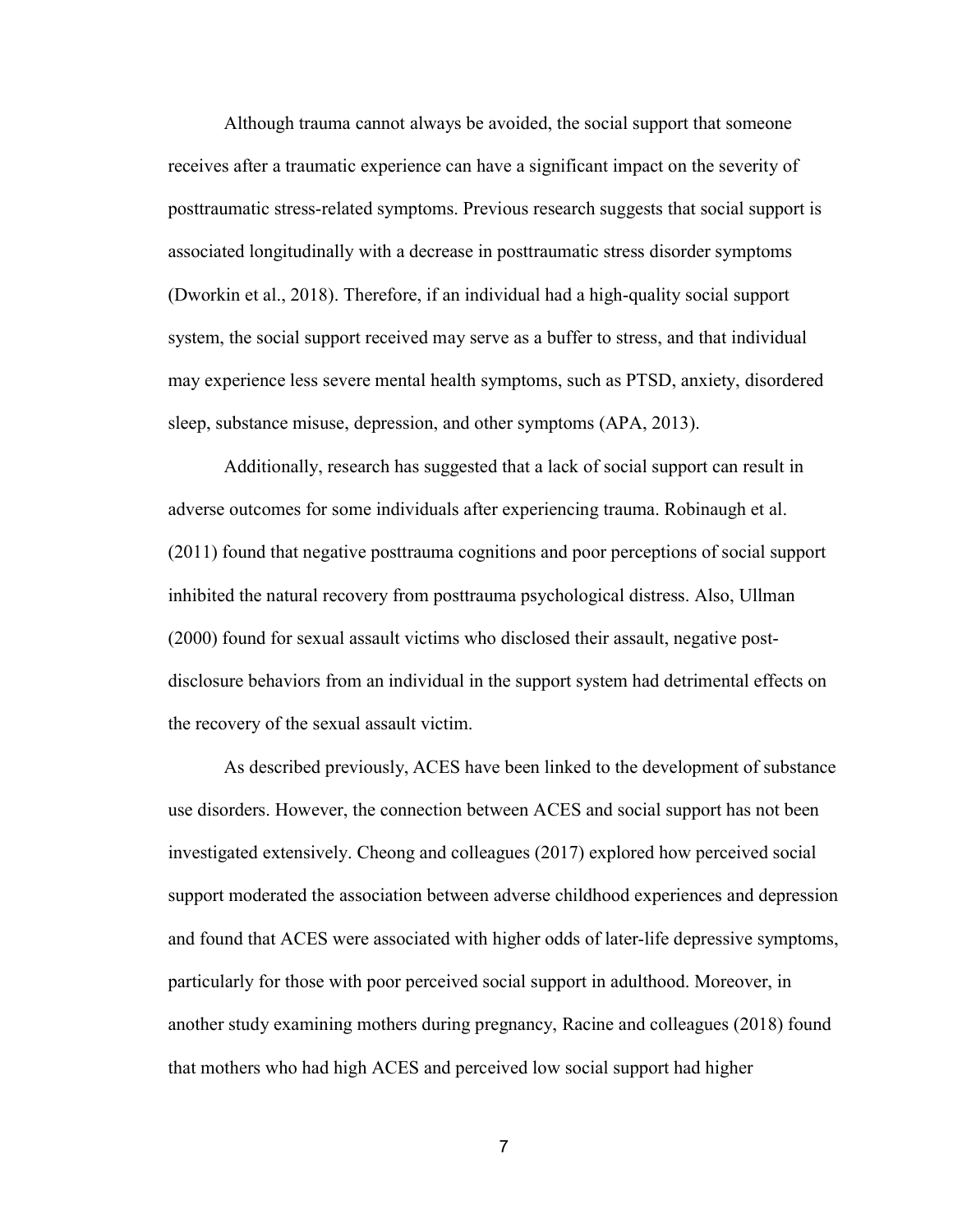Although trauma cannot always be avoided, the social support that someone receives after a traumatic experience can have a significant impact on the severity of posttraumatic stress-related symptoms. Previous research suggests that social support is associated longitudinally with a decrease in posttraumatic stress disorder symptoms (Dworkin et al., 2018). Therefore, if an individual had a high-quality social support system, the social support received may serve as a buffer to stress, and that individual may experience less severe mental health symptoms, such as PTSD, anxiety, disordered sleep, substance misuse, depression, and other symptoms (APA, 2013).

Additionally, research has suggested that a lack of social support can result in adverse outcomes for some individuals after experiencing trauma. Robinaugh et al. (2011) found that negative posttrauma cognitions and poor perceptions of social support inhibited the natural recovery from posttrauma psychological distress. Also, Ullman (2000) found for sexual assault victims who disclosed their assault, negative post-disclosure behaviors from an individual in the support system had detrimental effects on the recovery of the sexual assault victim.

As described previously, ACES have been linked to the development of substance use disorders. However, the connection between ACES and social support has not been investigated extensively. Cheong and colleagues (2017) explored how perceived social support moderated the association between adverse childhood experiences and depression and found that ACES were associated with higher odds of later-life depressive symptoms, particularly for those with poor perceived social support in adulthood. Moreover, in another study examining mothers during pregnancy, Racine and colleagues (2018) found that mothers who had high ACES and perceived low social support had higher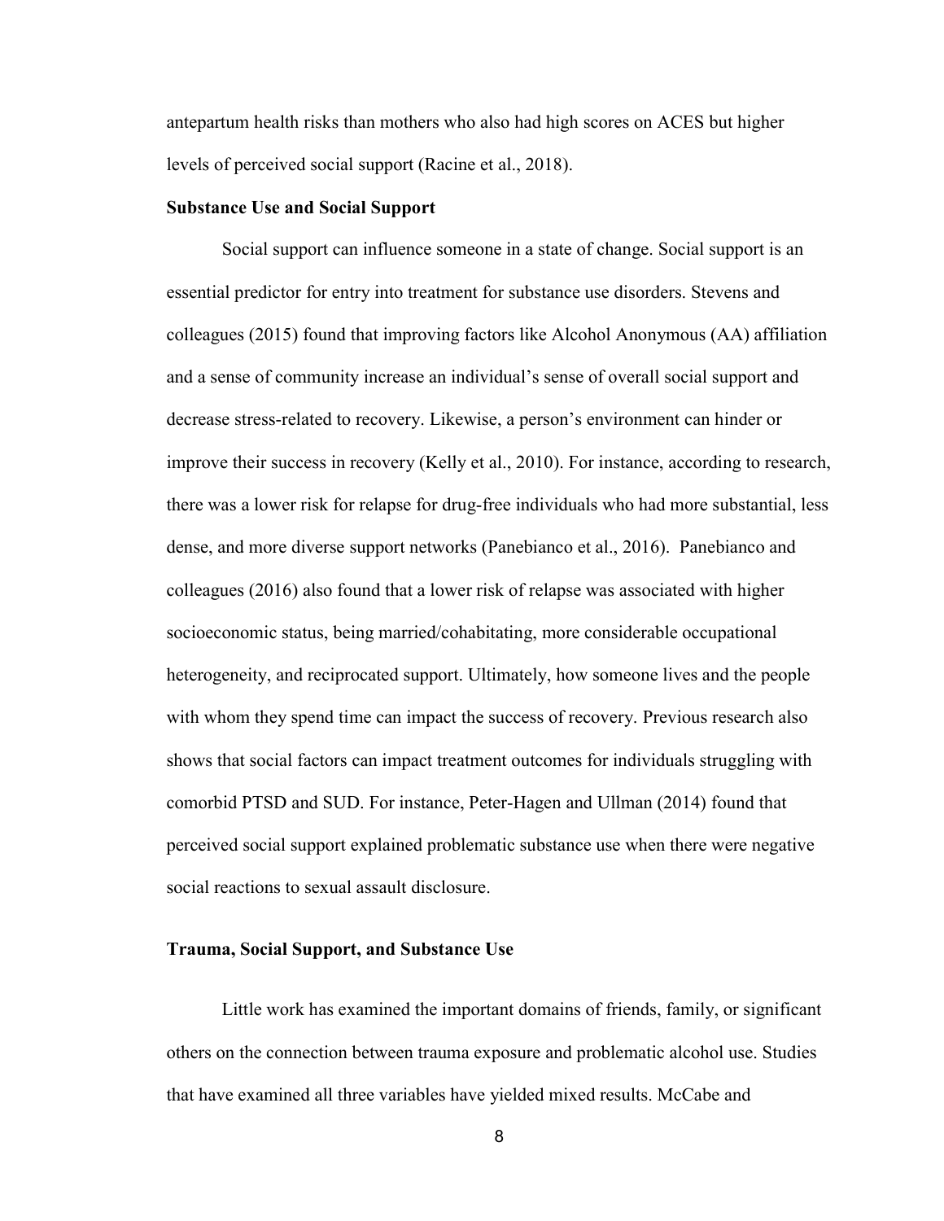antepartum health risks than mothers who also had high scores on ACES but higher levels of perceived social support (Racine et al., 2018).

### Substance Use and Social Support

Social support can influence someone in a state of change. Social support is an essential predictor for entry into treatment for substance use disorders. Stevens and colleagues (2015) found that improving factors like Alcohol Anonymous (AA) affiliation and a sense of community increase an individual's sense of overall social support and decrease stress-related to recovery. Likewise, a person's environment can hinder or improve their success in recovery (Kelly et al., 2010). For instance, according to research, there was a lower risk for relapse for drug-free individuals who had more substantial, less dense, and more diverse support networks (Panebianco et al., 2016). Panebianco and colleagues (2016) also found that a lower risk of relapse was associated with higher socioeconomic status, being married/cohabitating, more considerable occupational heterogeneity, and reciprocated support. Ultimately, how someone lives and the people with whom they spend time can impact the success of recovery. Previous research also shows that social factors can impact treatment outcomes for individuals struggling with comorbid PTSD and SUD. For instance, Peter-Hagen and Ullman (2014) found that perceived social support explained problematic substance use when there were negative social reactions to sexual assault disclosure.

### Trauma, Social Support, and Substance Use

Little work has examined the important domains of friends, family, or significant others on the connection between trauma exposure and problematic alcohol use. Studies that have examined all three variables have yielded mixed results. McCabe and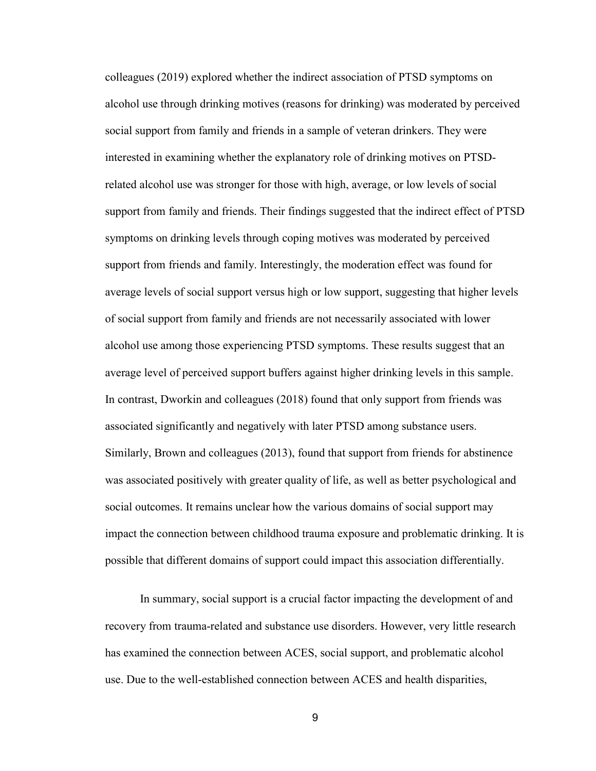colleagues (2019) explored whether the indirect association of PTSD symptoms on alcohol use through drinking motives (reasons for drinking) was moderated by perceived social support from family and friends in a sample of veteran drinkers. They were interested in examining whether the explanatory role of drinking motives on PTSD-related alcohol use was stronger for those with high, average, or low levels of social support from family and friends. Their findings suggested that the indirect effect of PTSD symptoms on drinking levels through coping motives was moderated by perceived support from friends and family. Interestingly, the moderation effect was found for average levels of social support versus high or low support, suggesting that higher levels of social support from family and friends are not necessarily associated with lower alcohol use among those experiencing PTSD symptoms. These results suggest that an average level of perceived support buffers against higher drinking levels in this sample. In contrast, Dworkin and colleagues (2018) found that only support from friends was associated significantly and negatively with later PTSD among substance users. Similarly, Brown and colleagues (2013), found that support from friends for abstinence was associated positively with greater quality of life, as well as better psychological and social outcomes. It remains unclear how the various domains of social support may impact the connection between childhood trauma exposure and problematic drinking. It is possible that different domains of support could impact this association differentially.

In summary, social support is a crucial factor impacting the development of and recovery from trauma-related and substance use disorders. However, very little research has examined the connection between ACES, social support, and problematic alcohol use. Due to the well-established connection between ACES and health disparities,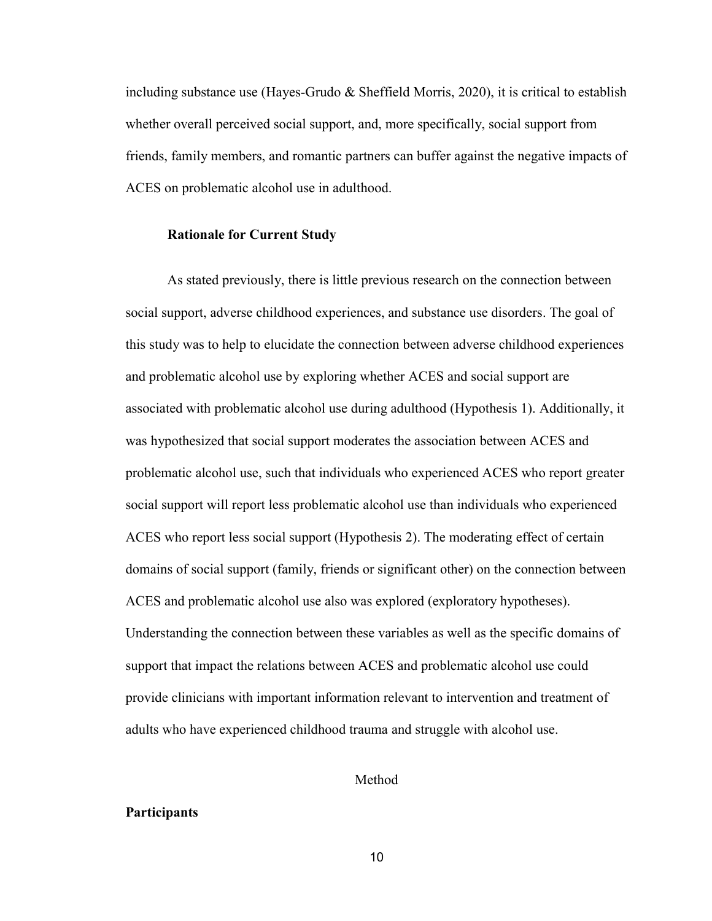including substance use (Hayes-Grudo & Sheffield Morris, 2020), it is critical to establish whether overall perceived social support, and, more specifically, social support from friends, family members, and romantic partners can buffer against the negative impacts of ACES on problematic alcohol use in adulthood.

### Rationale for Current Study

As stated previously, there is little previous research on the connection between social support, adverse childhood experiences, and substance use disorders. The goal of this study was to help to elucidate the connection between adverse childhood experiences and problematic alcohol use by exploring whether ACES and social support are associated with problematic alcohol use during adulthood (Hypothesis 1). Additionally, it was hypothesized that social support moderates the association between ACES and problematic alcohol use, such that individuals who experienced ACES who report greater social support will report less problematic alcohol use than individuals who experienced ACES who report less social support (Hypothesis 2). The moderating effect of certain domains of social support (family, friends or significant other) on the connection between ACES and problematic alcohol use also was explored (exploratory hypotheses). Understanding the connection between these variables as well as the specific domains of support that impact the relations between ACES and problematic alcohol use could provide clinicians with important information relevant to intervention and treatment of adults who have experienced childhood trauma and struggle with alcohol use.

## Method

### Participants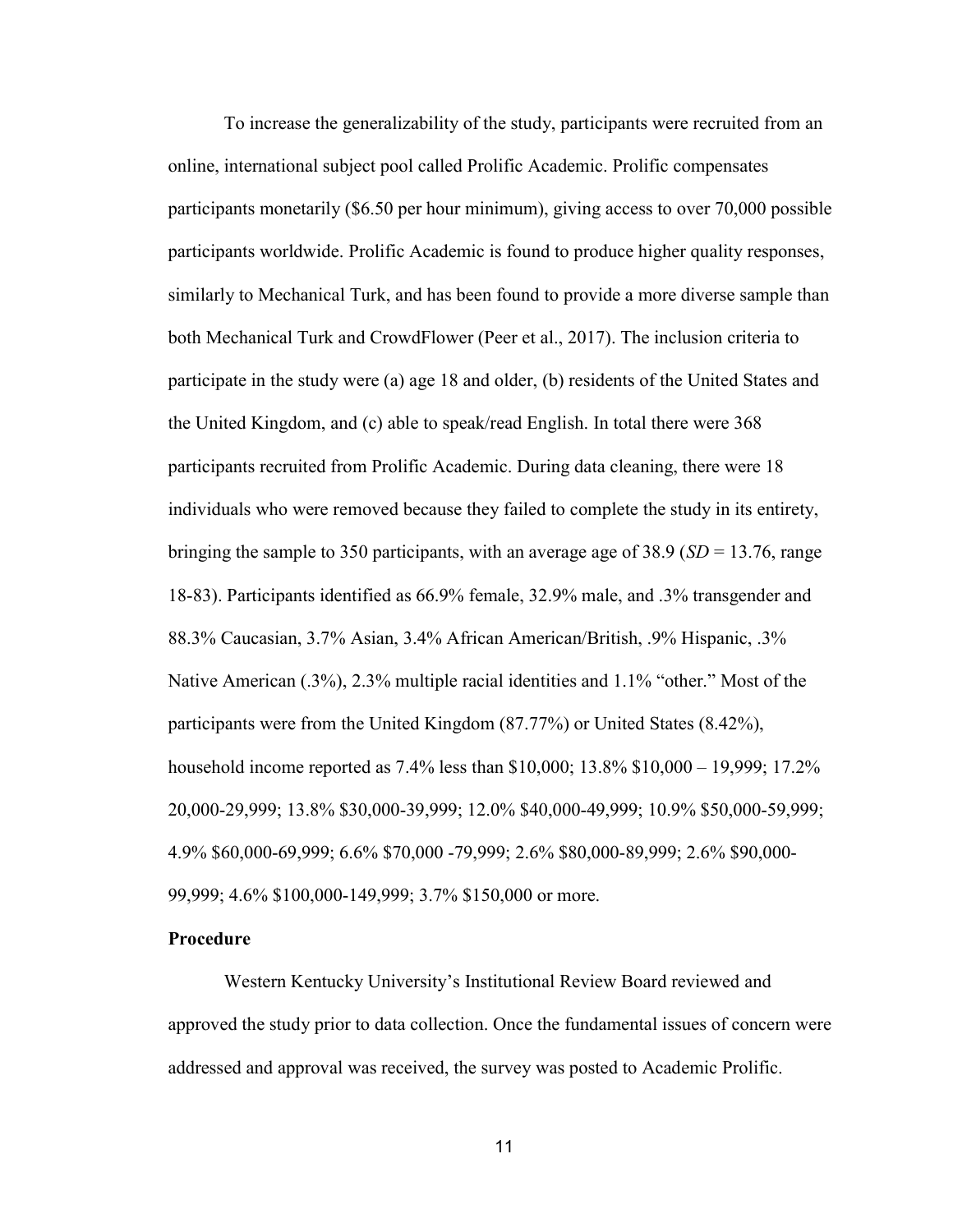To increase the generalizability of the study, participants were recruited from an online, international subject pool called Prolific Academic. Prolific compensates participants monetarily ($6.50 per hour minimum), giving access to over 70,000 possible participants worldwide. Prolific Academic is found to produce higher quality responses, similarly to Mechanical Turk, and has been found to provide a more diverse sample than both Mechanical Turk and CrowdFlower (Peer et al., 2017). The inclusion criteria to participate in the study were (a) age 18 and older, (b) residents of the United States and the United Kingdom, and (c) able to speak/read English. In total there were 368 participants recruited from Prolific Academic. During data cleaning, there were 18 individuals who were removed because they failed to complete the study in its entirety, bringing the sample to 350 participants, with an average age of 38.9 (*SD* = 13.76, range 18-83). Participants identified as 66.9% female, 32.9% male, and .3% transgender and 88.3% Caucasian, 3.7% Asian, 3.4% African American/British, .9% Hispanic, .3% Native American (.3%), 2.3% multiple racial identities and 1.1% "other." Most of the participants were from the United Kingdom (87.77%) or United States (8.42%), household income reported as 7.4% less than $10,000; 13.8% $10,000 – 19,999; 17.2% 20,000-29,999; 13.8% $30,000-39,999; 12.0% $40,000-49,999; 10.9% $50,000-59,999; 4.9% $60,000-69,999; 6.6% $70,000 -79,999; 2.6% $80,000-89,999; 2.6% $90,000-99,999; 4.6% $100,000-149,999; 3.7% $150,000 or more.

**Procedure**

Western Kentucky University's Institutional Review Board reviewed and approved the study prior to data collection. Once the fundamental issues of concern were addressed and approval was received, the survey was posted to Academic Prolific.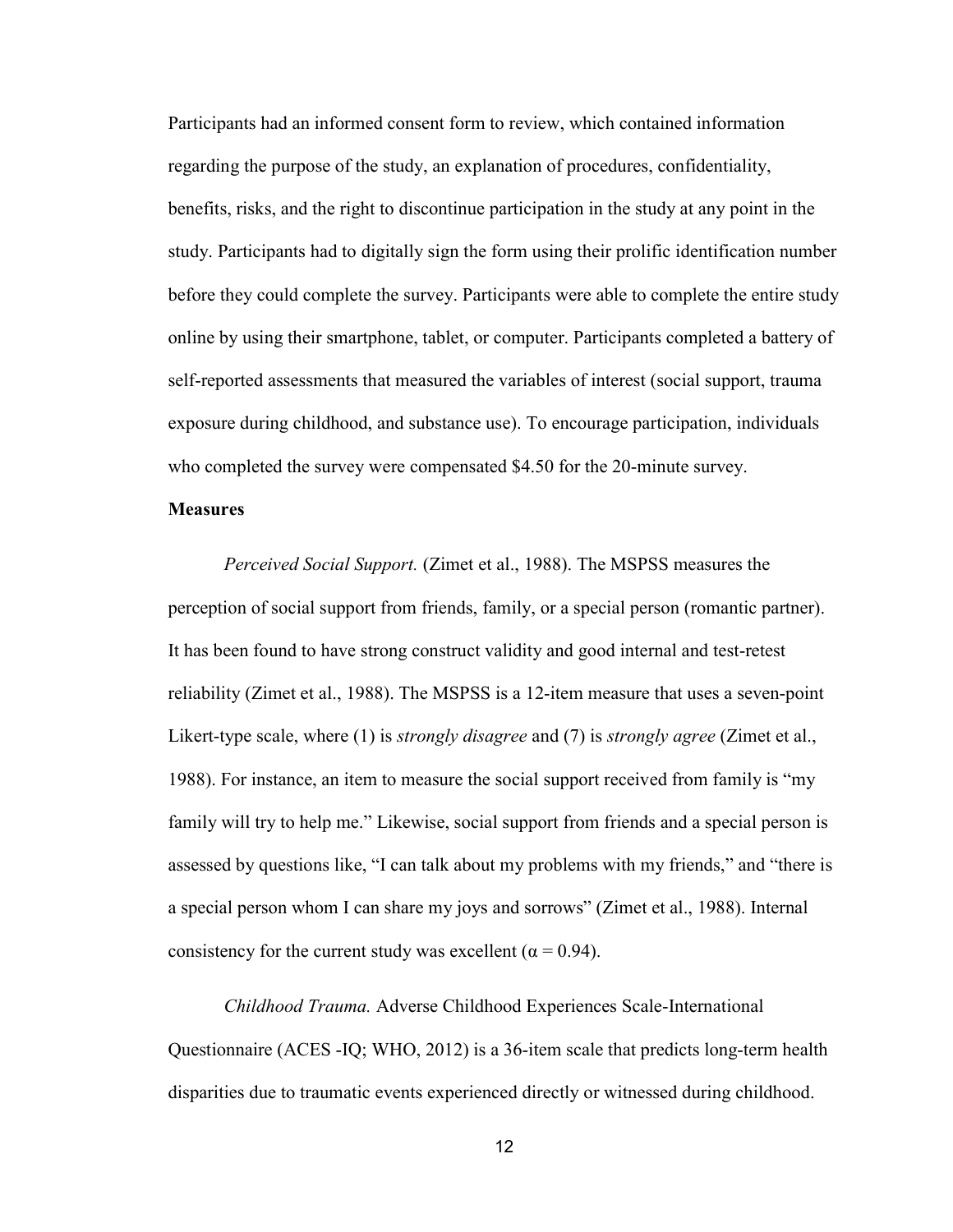Participants had an informed consent form to review, which contained information regarding the purpose of the study, an explanation of procedures, confidentiality, benefits, risks, and the right to discontinue participation in the study at any point in the study. Participants had to digitally sign the form using their prolific identification number before they could complete the survey. Participants were able to complete the entire study online by using their smartphone, tablet, or computer. Participants completed a battery of self-reported assessments that measured the variables of interest (social support, trauma exposure during childhood, and substance use). To encourage participation, individuals who completed the survey were compensated $4.50 for the 20-minute survey.

**Measures**

*Perceived Social Support.* (Zimet et al., 1988). The MSPSS measures the perception of social support from friends, family, or a special person (romantic partner). It has been found to have strong construct validity and good internal and test-retest reliability (Zimet et al., 1988). The MSPSS is a 12-item measure that uses a seven-point Likert-type scale, where (1) is *strongly disagree* and (7) is *strongly agree* (Zimet et al., 1988). For instance, an item to measure the social support received from family is "my family will try to help me." Likewise, social support from friends and a special person is assessed by questions like, "I can talk about my problems with my friends," and "there is a special person whom I can share my joys and sorrows" (Zimet et al., 1988). Internal consistency for the current study was excellent ($\alpha = 0.94$).

*Childhood Trauma.* Adverse Childhood Experiences Scale-International Questionnaire (ACES -IQ; WHO, 2012) is a 36-item scale that predicts long-term health disparities due to traumatic events experienced directly or witnessed during childhood.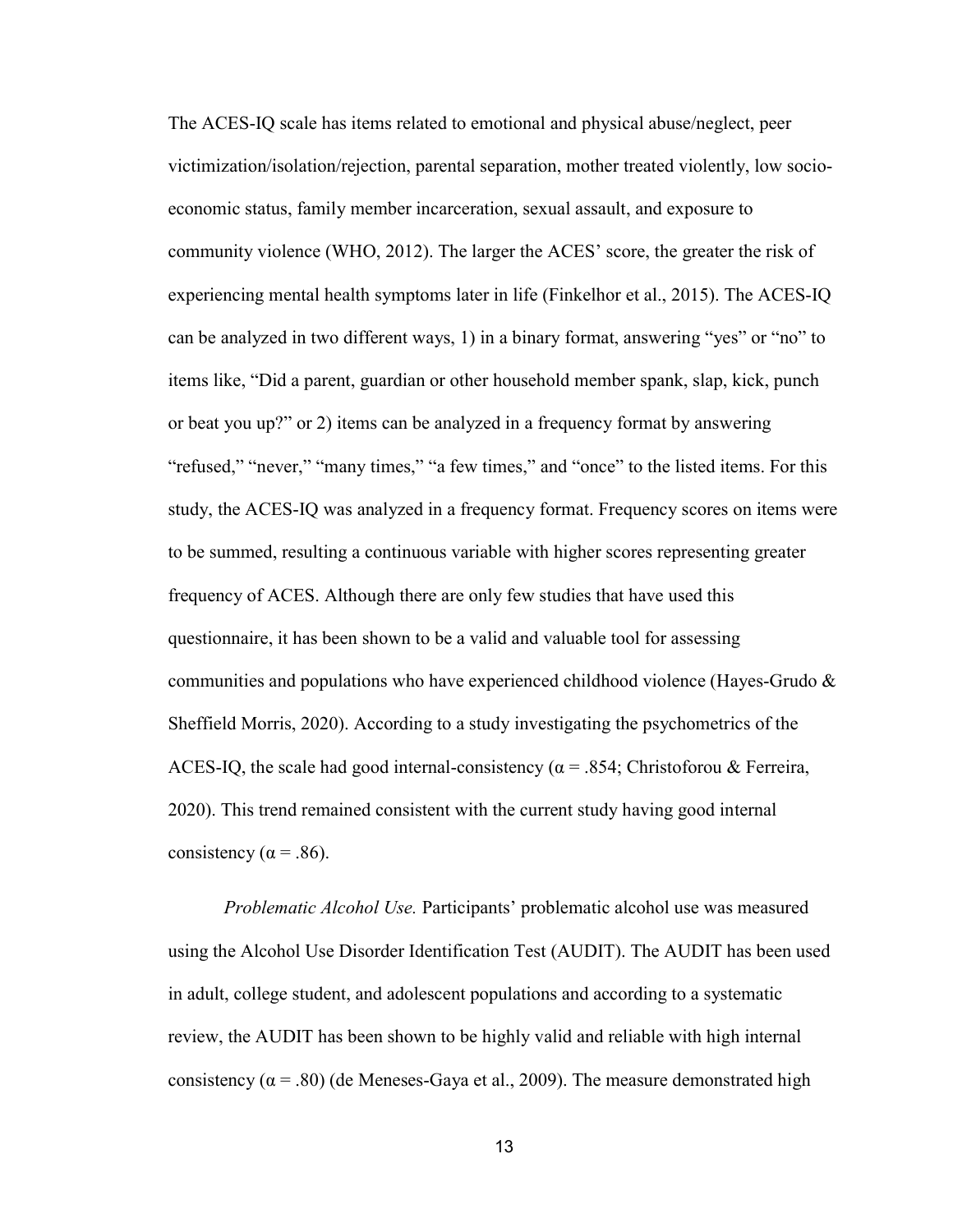The ACES-IQ scale has items related to emotional and physical abuse/neglect, peer victimization/isolation/rejection, parental separation, mother treated violently, low socio-economic status, family member incarceration, sexual assault, and exposure to community violence (WHO, 2012). The larger the ACES' score, the greater the risk of experiencing mental health symptoms later in life (Finkelhor et al., 2015). The ACES-IQ can be analyzed in two different ways, 1) in a binary format, answering "yes" or "no" to items like, "Did a parent, guardian or other household member spank, slap, kick, punch or beat you up?" or 2) items can be analyzed in a frequency format by answering "refused," "never," "many times," "a few times," and "once" to the listed items. For this study, the ACES-IQ was analyzed in a frequency format. Frequency scores on items were to be summed, resulting a continuous variable with higher scores representing greater frequency of ACES. Although there are only few studies that have used this questionnaire, it has been shown to be a valid and valuable tool for assessing communities and populations who have experienced childhood violence (Hayes-Grudo & Sheffield Morris, 2020). According to a study investigating the psychometrics of the ACES-IQ, the scale had good internal-consistency ($\alpha = .854$; Christoforou & Ferreira, 2020). This trend remained consistent with the current study having good internal consistency ($\alpha = .86$).

*Problematic Alcohol Use.* Participants' problematic alcohol use was measured using the Alcohol Use Disorder Identification Test (AUDIT). The AUDIT has been used in adult, college student, and adolescent populations and according to a systematic review, the AUDIT has been shown to be highly valid and reliable with high internal consistency ($\alpha = .80$) (de Meneses-Gaya et al., 2009). The measure demonstrated high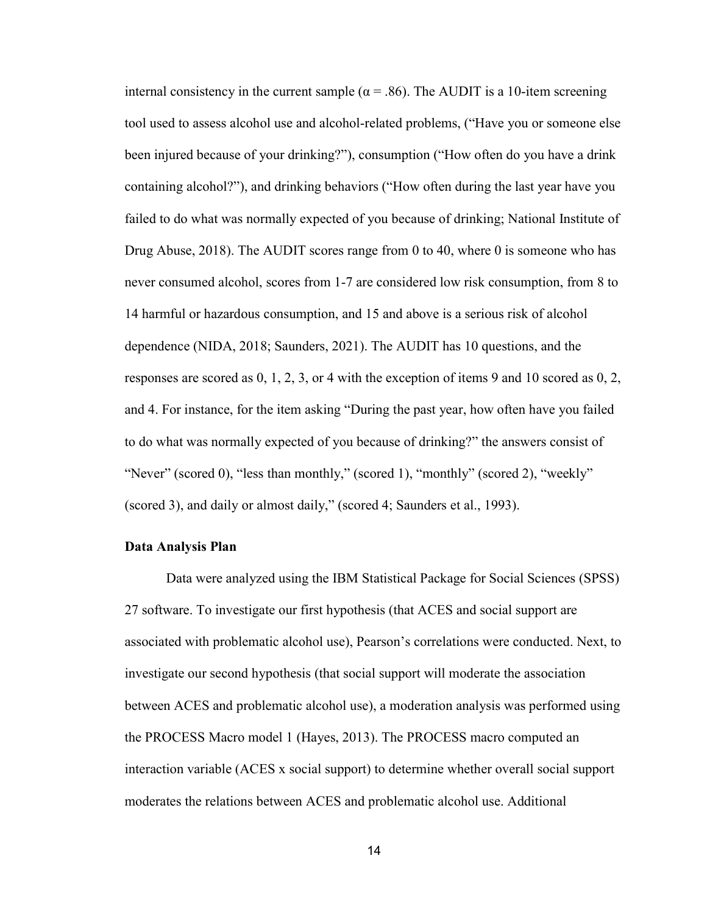internal consistency in the current sample ($\alpha = .86$). The AUDIT is a 10-item screening tool used to assess alcohol use and alcohol-related problems, ("Have you or someone else been injured because of your drinking?"), consumption ("How often do you have a drink containing alcohol?"), and drinking behaviors ("How often during the last year have you failed to do what was normally expected of you because of drinking; National Institute of Drug Abuse, 2018). The AUDIT scores range from 0 to 40, where 0 is someone who has never consumed alcohol, scores from 1-7 are considered low risk consumption, from 8 to 14 harmful or hazardous consumption, and 15 and above is a serious risk of alcohol dependence (NIDA, 2018; Saunders, 2021). The AUDIT has 10 questions, and the responses are scored as 0, 1, 2, 3, or 4 with the exception of items 9 and 10 scored as 0, 2, and 4. For instance, for the item asking "During the past year, how often have you failed to do what was normally expected of you because of drinking?" the answers consist of "Never" (scored 0), "less than monthly," (scored 1), "monthly" (scored 2), "weekly" (scored 3), and daily or almost daily," (scored 4; Saunders et al., 1993).

**Data Analysis Plan**

Data were analyzed using the IBM Statistical Package for Social Sciences (SPSS) 27 software. To investigate our first hypothesis (that ACES and social support are associated with problematic alcohol use), Pearson's correlations were conducted. Next, to investigate our second hypothesis (that social support will moderate the association between ACES and problematic alcohol use), a moderation analysis was performed using the PROCESS Macro model 1 (Hayes, 2013). The PROCESS macro computed an interaction variable (ACES x social support) to determine whether overall social support moderates the relations between ACES and problematic alcohol use. Additional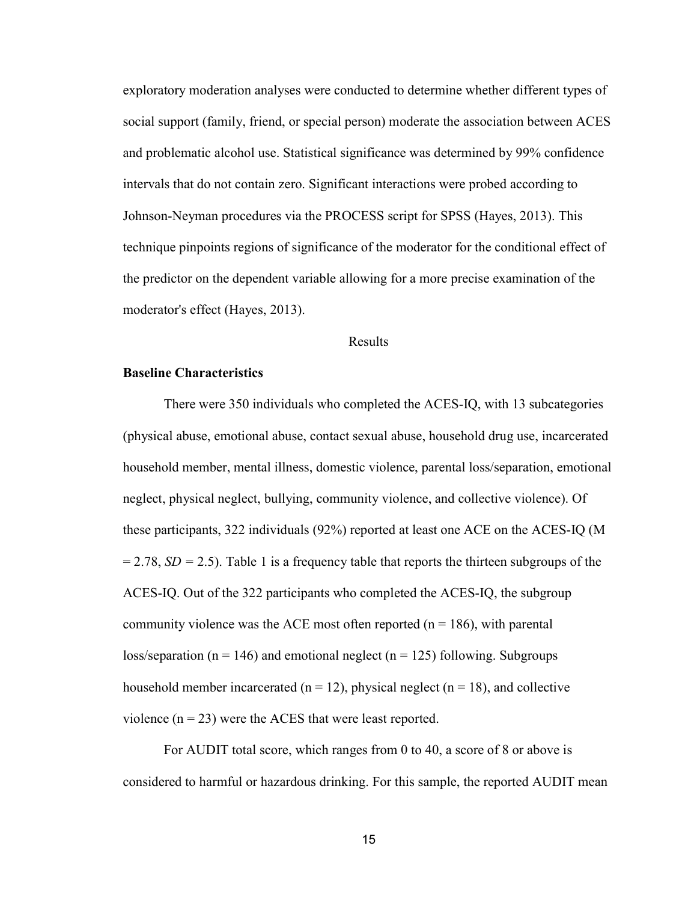exploratory moderation analyses were conducted to determine whether different types of social support (family, friend, or special person) moderate the association between ACES and problematic alcohol use. Statistical significance was determined by 99% confidence intervals that do not contain zero. Significant interactions were probed according to Johnson-Neyman procedures via the PROCESS script for SPSS (Hayes, 2013). This technique pinpoints regions of significance of the moderator for the conditional effect of the predictor on the dependent variable allowing for a more precise examination of the moderator's effect (Hayes, 2013).

## Results

### Baseline Characteristics

There were 350 individuals who completed the ACES-IQ, with 13 subcategories (physical abuse, emotional abuse, contact sexual abuse, household drug use, incarcerated household member, mental illness, domestic violence, parental loss/separation, emotional neglect, physical neglect, bullying, community violence, and collective violence). Of these participants, 322 individuals (92%) reported at least one ACE on the ACES-IQ ($M = 2.78$, $SD = 2.5$). Table 1 is a frequency table that reports the thirteen subgroups of the ACES-IQ. Out of the 322 participants who completed the ACES-IQ, the subgroup community violence was the ACE most often reported ($n = 186$), with parental loss/separation ($n = 146$) and emotional neglect ($n = 125$) following. Subgroups household member incarcerated ($n = 12$), physical neglect ($n = 18$), and collective violence ($n = 23$) were the ACES that were least reported.

For AUDIT total score, which ranges from 0 to 40, a score of 8 or above is considered to harmful or hazardous drinking. For this sample, the reported AUDIT mean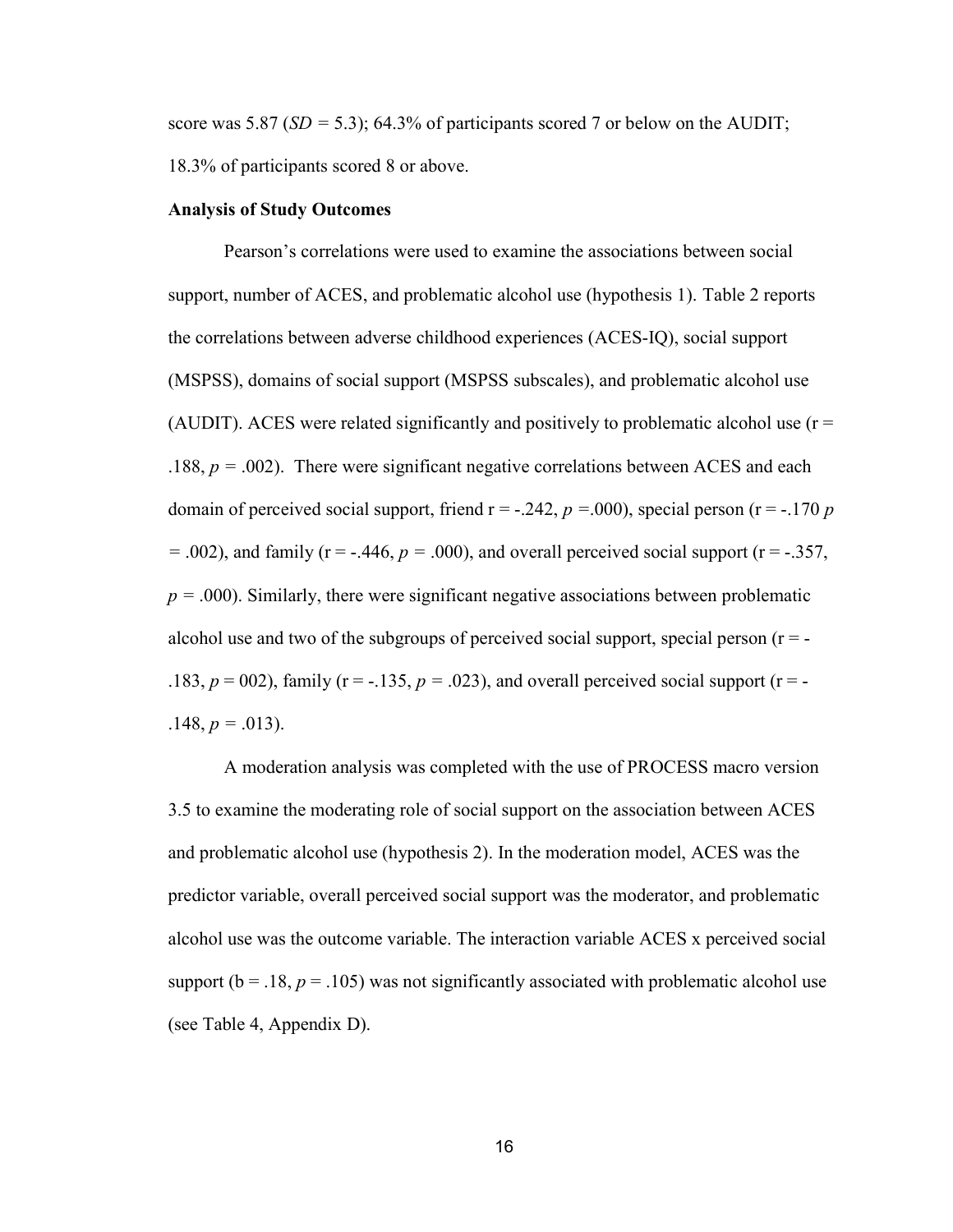score was 5.87 ($SD$ = 5.3); 64.3% of participants scored 7 or below on the AUDIT; 18.3% of participants scored 8 or above.

**Analysis of Study Outcomes**

Pearson's correlations were used to examine the associations between social support, number of ACES, and problematic alcohol use (hypothesis 1). Table 2 reports the correlations between adverse childhood experiences (ACES-IQ), social support (MSPSS), domains of social support (MSPSS subscales), and problematic alcohol use (AUDIT). ACES were related significantly and positively to problematic alcohol use (r = .188, $p$ = .002). There were significant negative correlations between ACES and each domain of perceived social support, friend r = -.242, $p$ =.000), special person (r = -.170 $p$ = .002), and family (r = -.446, $p$ = .000), and overall perceived social support (r = -.357, $p$ = .000). Similarly, there were significant negative associations between problematic alcohol use and two of the subgroups of perceived social support, special person (r = -.183, $p$ = 002), family (r = -.135, $p$ = .023), and overall perceived social support (r = -.148, $p$ = .013).

A moderation analysis was completed with the use of PROCESS macro version 3.5 to examine the moderating role of social support on the association between ACES and problematic alcohol use (hypothesis 2). In the moderation model, ACES was the predictor variable, overall perceived social support was the moderator, and problematic alcohol use was the outcome variable. The interaction variable ACES x perceived social support (b = .18, $p$ = .105) was not significantly associated with problematic alcohol use (see Table 4, Appendix D).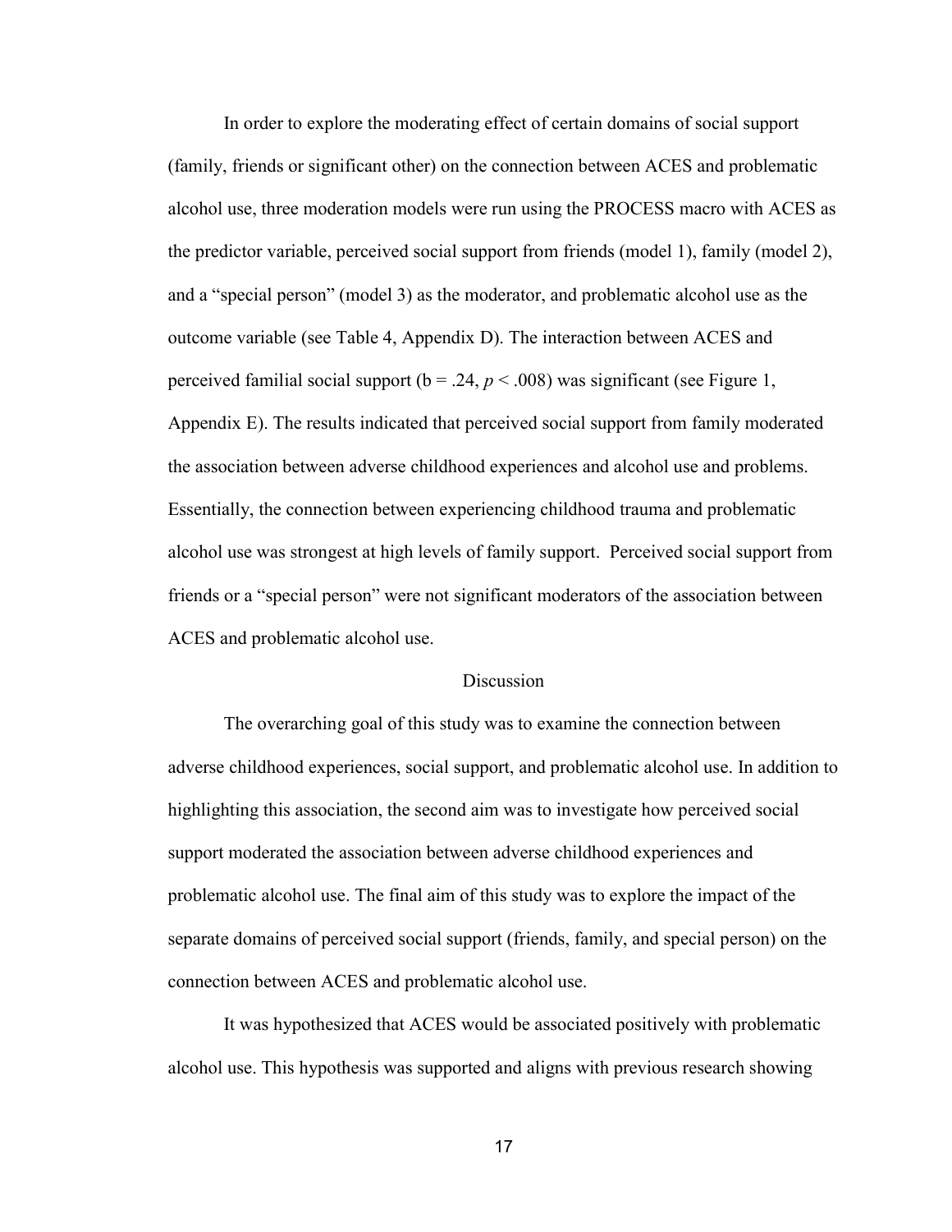In order to explore the moderating effect of certain domains of social support (family, friends or significant other) on the connection between ACES and problematic alcohol use, three moderation models were run using the PROCESS macro with ACES as the predictor variable, perceived social support from friends (model 1), family (model 2), and a "special person" (model 3) as the moderator, and problematic alcohol use as the outcome variable (see Table 4, Appendix D). The interaction between ACES and perceived familial social support ($b = .24$, $p < .008$) was significant (see Figure 1, Appendix E). The results indicated that perceived social support from family moderated the association between adverse childhood experiences and alcohol use and problems. Essentially, the connection between experiencing childhood trauma and problematic alcohol use was strongest at high levels of family support. Perceived social support from friends or a "special person" were not significant moderators of the association between ACES and problematic alcohol use.

## Discussion

The overarching goal of this study was to examine the connection between adverse childhood experiences, social support, and problematic alcohol use. In addition to highlighting this association, the second aim was to investigate how perceived social support moderated the association between adverse childhood experiences and problematic alcohol use. The final aim of this study was to explore the impact of the separate domains of perceived social support (friends, family, and special person) on the connection between ACES and problematic alcohol use.

It was hypothesized that ACES would be associated positively with problematic alcohol use. This hypothesis was supported and aligns with previous research showing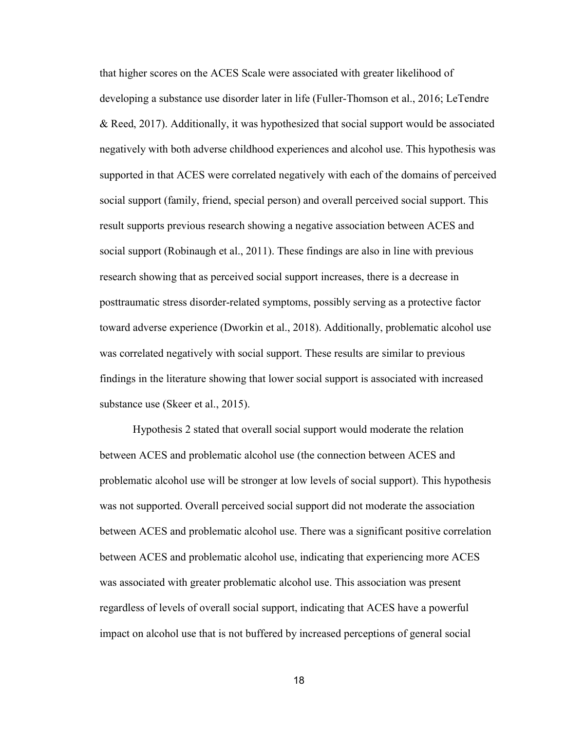that higher scores on the ACES Scale were associated with greater likelihood of developing a substance use disorder later in life (Fuller-Thomson et al., 2016; LeTendre & Reed, 2017). Additionally, it was hypothesized that social support would be associated negatively with both adverse childhood experiences and alcohol use. This hypothesis was supported in that ACES were correlated negatively with each of the domains of perceived social support (family, friend, special person) and overall perceived social support. This result supports previous research showing a negative association between ACES and social support (Robinaugh et al., 2011). These findings are also in line with previous research showing that as perceived social support increases, there is a decrease in posttraumatic stress disorder-related symptoms, possibly serving as a protective factor toward adverse experience (Dworkin et al., 2018). Additionally, problematic alcohol use was correlated negatively with social support. These results are similar to previous findings in the literature showing that lower social support is associated with increased substance use (Skeer et al., 2015).

Hypothesis 2 stated that overall social support would moderate the relation between ACES and problematic alcohol use (the connection between ACES and problematic alcohol use will be stronger at low levels of social support). This hypothesis was not supported. Overall perceived social support did not moderate the association between ACES and problematic alcohol use. There was a significant positive correlation between ACES and problematic alcohol use, indicating that experiencing more ACES was associated with greater problematic alcohol use. This association was present regardless of levels of overall social support, indicating that ACES have a powerful impact on alcohol use that is not buffered by increased perceptions of general social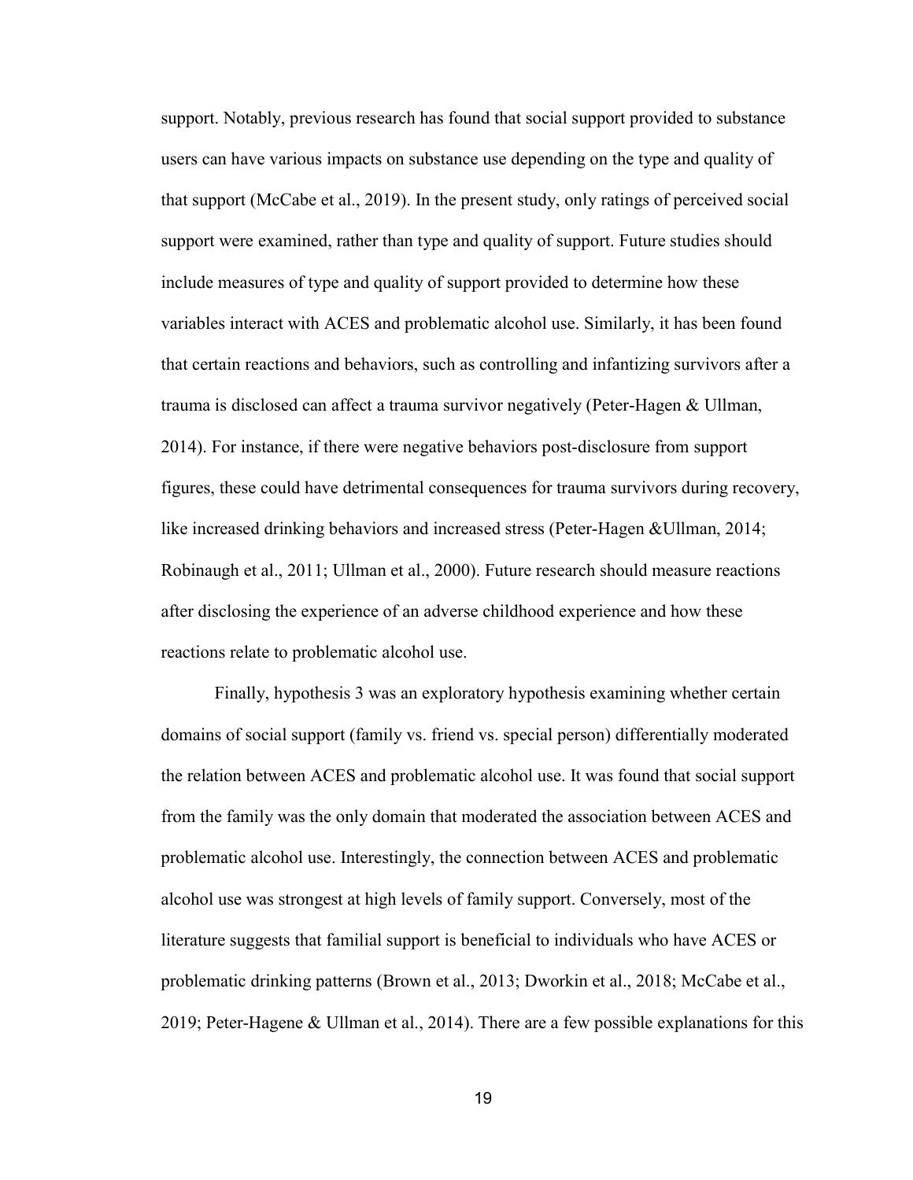support. Notably, previous research has found that social support provided to substance users can have various impacts on substance use depending on the type and quality of that support (McCabe et al., 2019). In the present study, only ratings of perceived social support were examined, rather than type and quality of support. Future studies should include measures of type and quality of support provided to determine how these variables interact with ACES and problematic alcohol use. Similarly, it has been found that certain reactions and behaviors, such as controlling and infantizing survivors after a trauma is disclosed can affect a trauma survivor negatively (Peter-Hagen & Ullman, 2014). For instance, if there were negative behaviors post-disclosure from support figures, these could have detrimental consequences for trauma survivors during recovery, like increased drinking behaviors and increased stress (Peter-Hagen &Ullman, 2014; Robinaugh et al., 2011; Ullman et al., 2000). Future research should measure reactions after disclosing the experience of an adverse childhood experience and how these reactions relate to problematic alcohol use.

Finally, hypothesis 3 was an exploratory hypothesis examining whether certain domains of social support (family vs. friend vs. special person) differentially moderated the relation between ACES and problematic alcohol use. It was found that social support from the family was the only domain that moderated the association between ACES and problematic alcohol use. Interestingly, the connection between ACES and problematic alcohol use was strongest at high levels of family support. Conversely, most of the literature suggests that familial support is beneficial to individuals who have ACES or problematic drinking patterns (Brown et al., 2013; Dworkin et al., 2018; McCabe et al., 2019; Peter-Hagene & Ullman et al., 2014). There are a few possible explanations for this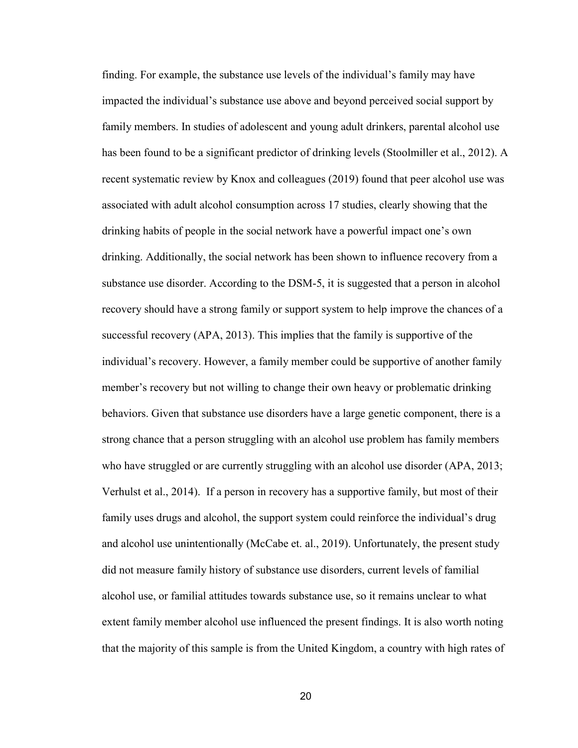finding. For example, the substance use levels of the individual's family may have impacted the individual's substance use above and beyond perceived social support by family members. In studies of adolescent and young adult drinkers, parental alcohol use has been found to be a significant predictor of drinking levels (Stoolmiller et al., 2012). A recent systematic review by Knox and colleagues (2019) found that peer alcohol use was associated with adult alcohol consumption across 17 studies, clearly showing that the drinking habits of people in the social network have a powerful impact one's own drinking. Additionally, the social network has been shown to influence recovery from a substance use disorder. According to the DSM-5, it is suggested that a person in alcohol recovery should have a strong family or support system to help improve the chances of a successful recovery (APA, 2013). This implies that the family is supportive of the individual's recovery. However, a family member could be supportive of another family member's recovery but not willing to change their own heavy or problematic drinking behaviors. Given that substance use disorders have a large genetic component, there is a strong chance that a person struggling with an alcohol use problem has family members who have struggled or are currently struggling with an alcohol use disorder (APA, 2013; Verhulst et al., 2014). If a person in recovery has a supportive family, but most of their family uses drugs and alcohol, the support system could reinforce the individual's drug and alcohol use unintentionally (McCabe et. al., 2019). Unfortunately, the present study did not measure family history of substance use disorders, current levels of familial alcohol use, or familial attitudes towards substance use, so it remains unclear to what extent family member alcohol use influenced the present findings. It is also worth noting that the majority of this sample is from the United Kingdom, a country with high rates of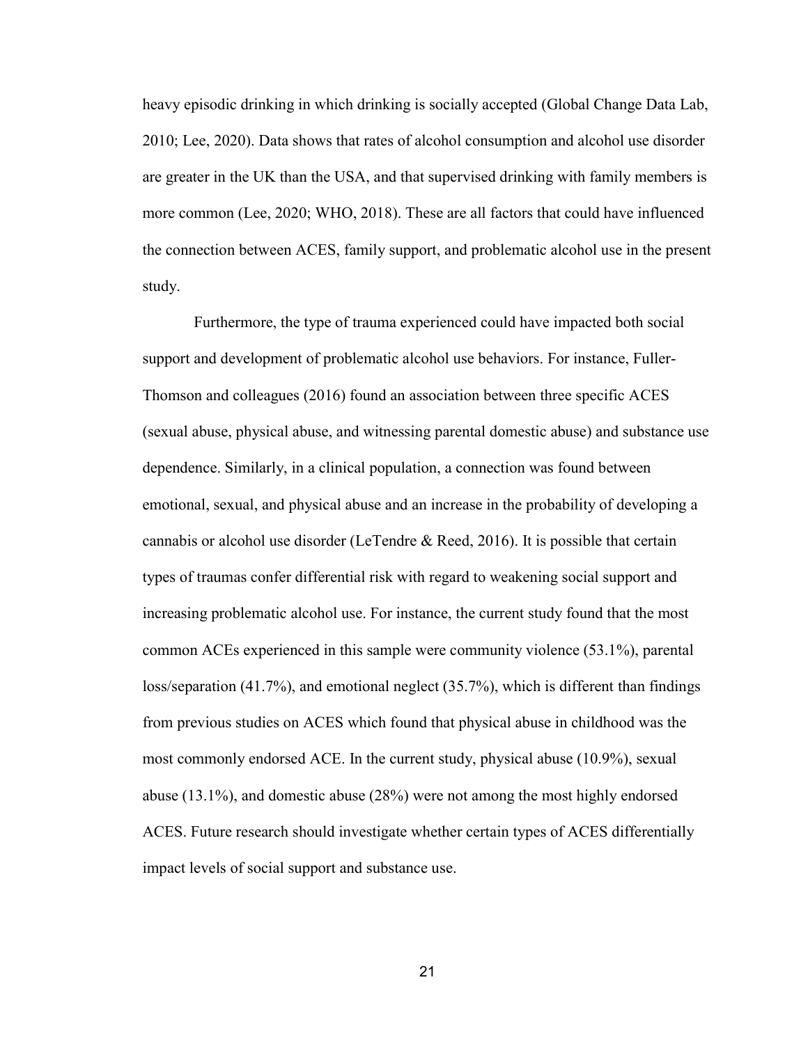heavy episodic drinking in which drinking is socially accepted (Global Change Data Lab, 2010; Lee, 2020). Data shows that rates of alcohol consumption and alcohol use disorder are greater in the UK than the USA, and that supervised drinking with family members is more common (Lee, 2020; WHO, 2018). These are all factors that could have influenced the connection between ACES, family support, and problematic alcohol use in the present study.

Furthermore, the type of trauma experienced could have impacted both social support and development of problematic alcohol use behaviors. For instance, Fuller-Thomson and colleagues (2016) found an association between three specific ACES (sexual abuse, physical abuse, and witnessing parental domestic abuse) and substance use dependence. Similarly, in a clinical population, a connection was found between emotional, sexual, and physical abuse and an increase in the probability of developing a cannabis or alcohol use disorder (LeTendre & Reed, 2016). It is possible that certain types of traumas confer differential risk with regard to weakening social support and increasing problematic alcohol use. For instance, the current study found that the most common ACEs experienced in this sample were community violence (53.1%), parental loss/separation (41.7%), and emotional neglect (35.7%), which is different than findings from previous studies on ACES which found that physical abuse in childhood was the most commonly endorsed ACE. In the current study, physical abuse (10.9%), sexual abuse (13.1%), and domestic abuse (28%) were not among the most highly endorsed ACES. Future research should investigate whether certain types of ACES differentially impact levels of social support and substance use.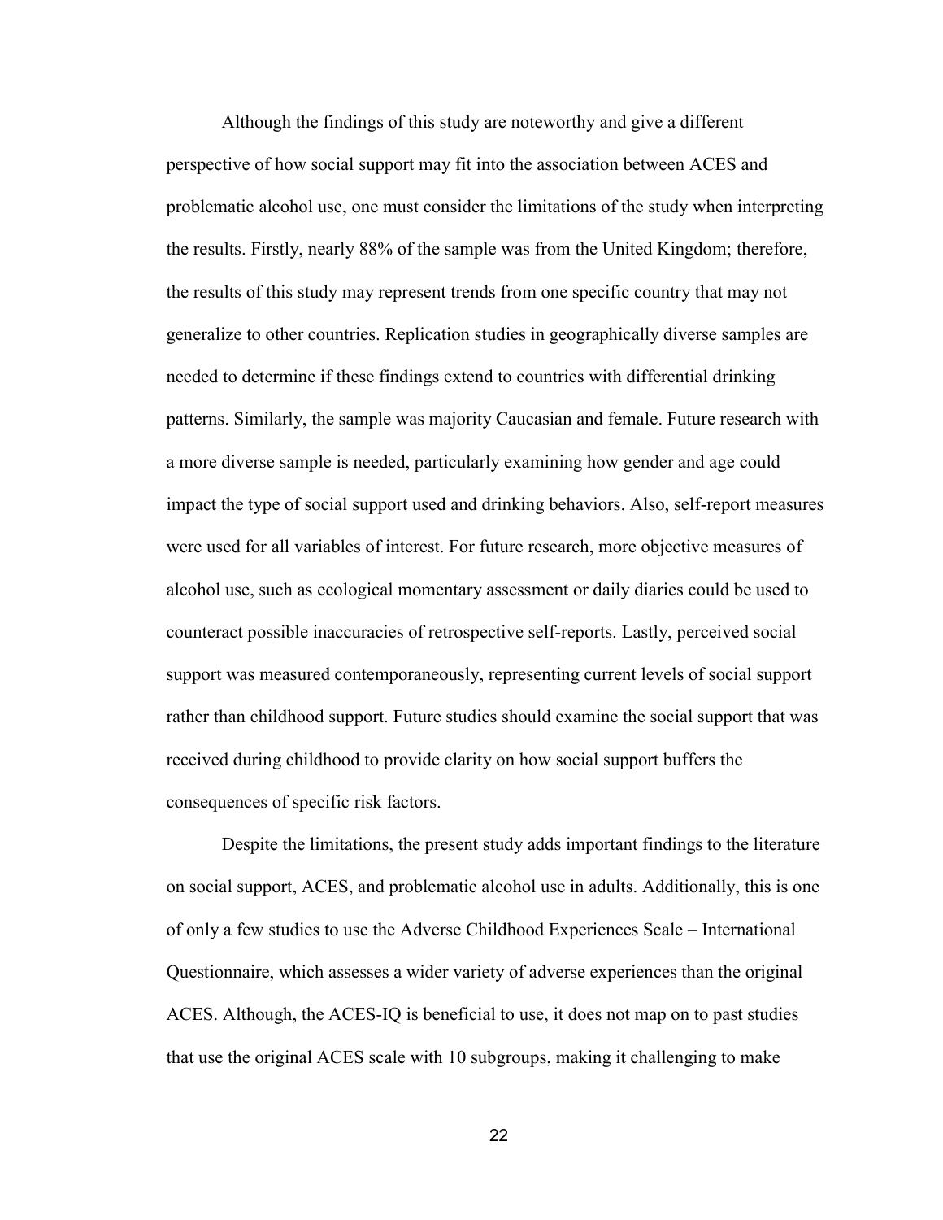Although the findings of this study are noteworthy and give a different perspective of how social support may fit into the association between ACES and problematic alcohol use, one must consider the limitations of the study when interpreting the results. Firstly, nearly 88% of the sample was from the United Kingdom; therefore, the results of this study may represent trends from one specific country that may not generalize to other countries. Replication studies in geographically diverse samples are needed to determine if these findings extend to countries with differential drinking patterns. Similarly, the sample was majority Caucasian and female. Future research with a more diverse sample is needed, particularly examining how gender and age could impact the type of social support used and drinking behaviors. Also, self-report measures were used for all variables of interest. For future research, more objective measures of alcohol use, such as ecological momentary assessment or daily diaries could be used to counteract possible inaccuracies of retrospective self-reports. Lastly, perceived social support was measured contemporaneously, representing current levels of social support rather than childhood support. Future studies should examine the social support that was received during childhood to provide clarity on how social support buffers the consequences of specific risk factors.

Despite the limitations, the present study adds important findings to the literature on social support, ACES, and problematic alcohol use in adults. Additionally, this is one of only a few studies to use the Adverse Childhood Experiences Scale – International Questionnaire, which assesses a wider variety of adverse experiences than the original ACES. Although, the ACES-IQ is beneficial to use, it does not map on to past studies that use the original ACES scale with 10 subgroups, making it challenging to make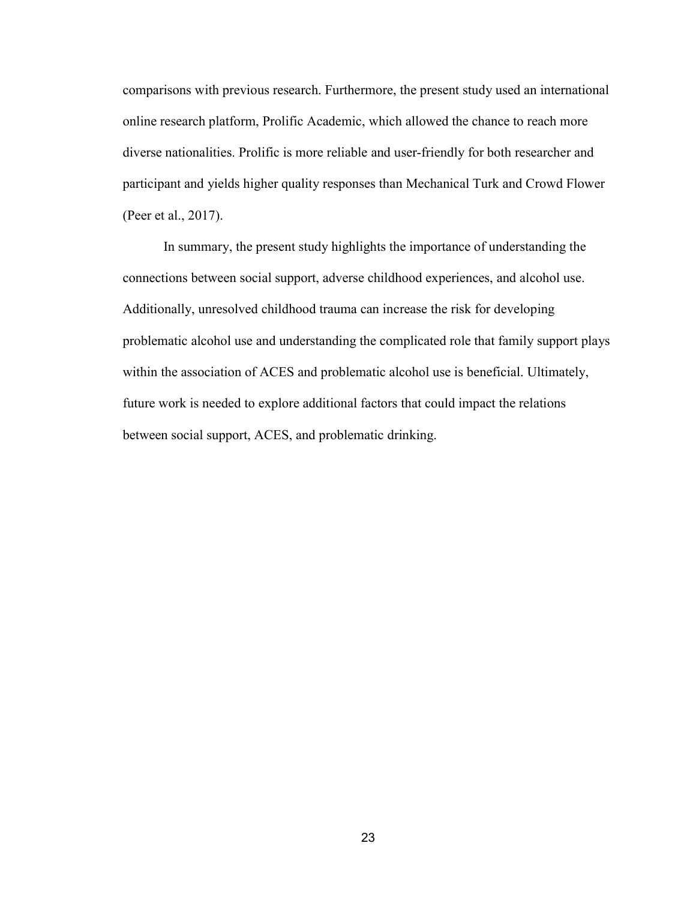comparisons with previous research. Furthermore, the present study used an international online research platform, Prolific Academic, which allowed the chance to reach more diverse nationalities. Prolific is more reliable and user-friendly for both researcher and participant and yields higher quality responses than Mechanical Turk and Crowd Flower (Peer et al., 2017).

In summary, the present study highlights the importance of understanding the connections between social support, adverse childhood experiences, and alcohol use. Additionally, unresolved childhood trauma can increase the risk for developing problematic alcohol use and understanding the complicated role that family support plays within the association of ACES and problematic alcohol use is beneficial. Ultimately, future work is needed to explore additional factors that could impact the relations between social support, ACES, and problematic drinking.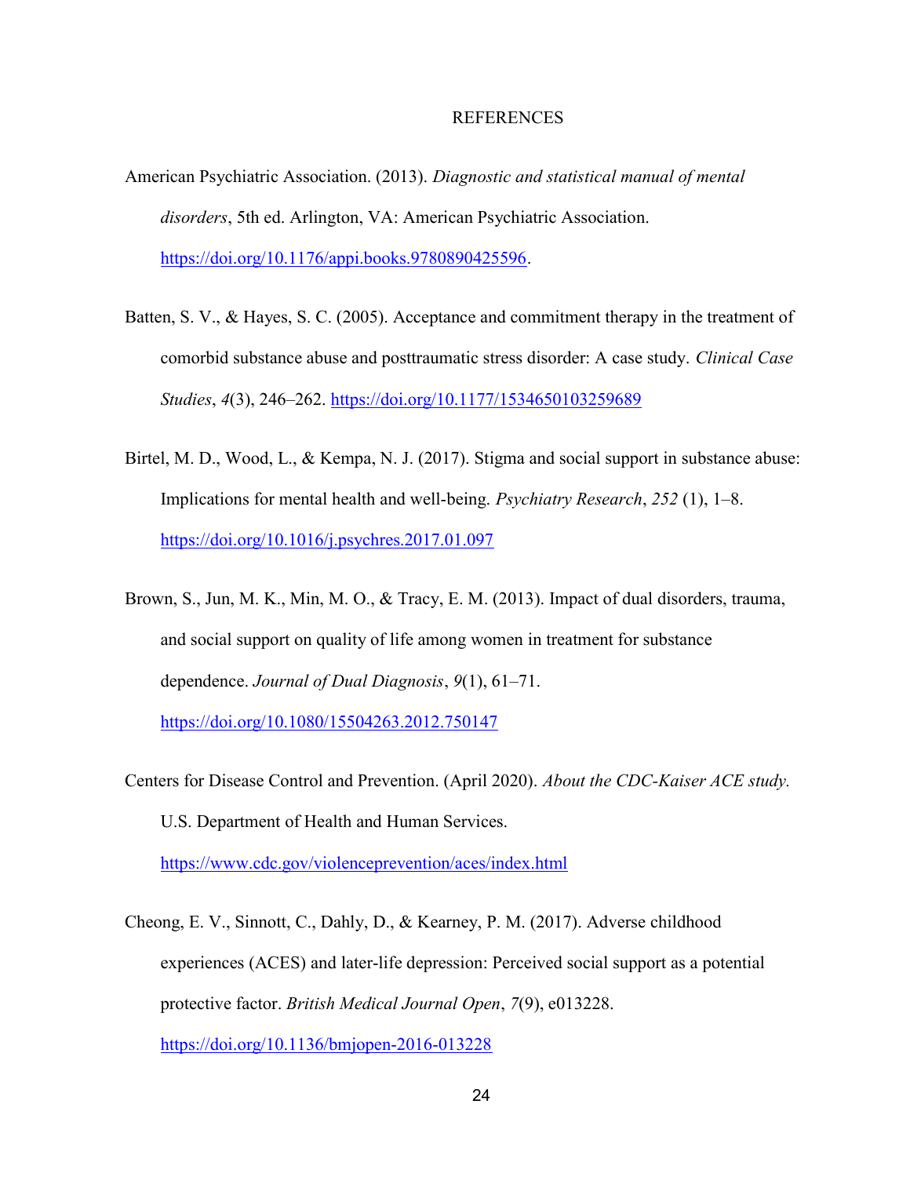# REFERENCES

American Psychiatric Association. (2013). *Diagnostic and statistical manual of mental disorders*, 5th ed. Arlington, VA: American Psychiatric Association. https://doi.org/10.1176/appi.books.9780890425596.

Batten, S. V., & Hayes, S. C. (2005). Acceptance and commitment therapy in the treatment of comorbid substance abuse and posttraumatic stress disorder: A case study. *Clinical Case Studies*, *4*(3), 246–262. https://doi.org/10.1177/1534650103259689

Birtel, M. D., Wood, L., & Kempa, N. J. (2017). Stigma and social support in substance abuse: Implications for mental health and well-being. *Psychiatry Research*, *252* (1), 1–8. https://doi.org/10.1016/j.psychres.2017.01.097

Brown, S., Jun, M. K., Min, M. O., & Tracy, E. M. (2013). Impact of dual disorders, trauma, and social support on quality of life among women in treatment for substance dependence. *Journal of Dual Diagnosis*, *9*(1), 61–71. https://doi.org/10.1080/15504263.2012.750147

Centers for Disease Control and Prevention. (April 2020). *About the CDC-Kaiser ACE study.* U.S. Department of Health and Human Services. https://www.cdc.gov/violenceprevention/aces/index.html

Cheong, E. V., Sinnott, C., Dahly, D., & Kearney, P. M. (2017). Adverse childhood experiences (ACES) and later-life depression: Perceived social support as a potential protective factor. *British Medical Journal Open*, *7*(9), e013228. https://doi.org/10.1136/bmjopen-2016-013228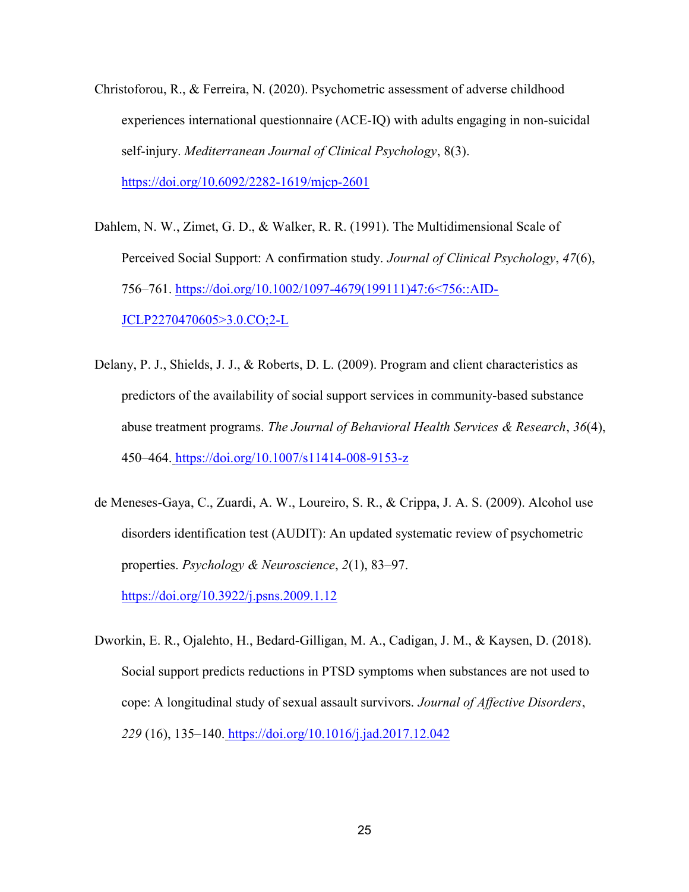Christoforou, R., & Ferreira, N. (2020). Psychometric assessment of adverse childhood experiences international questionnaire (ACE-IQ) with adults engaging in non-suicidal self-injury. *Mediterranean Journal of Clinical Psychology*, 8(3). https://doi.org/10.6092/2282-1619/mjcp-2601

Dahlem, N. W., Zimet, G. D., & Walker, R. R. (1991). The Multidimensional Scale of Perceived Social Support: A confirmation study. *Journal of Clinical Psychology*, *47*(6), 756–761. https://doi.org/10.1002/1097-4679(199111)47:6<756::AID-JCLP2270470605>3.0.CO;2-L

Delany, P. J., Shields, J. J., & Roberts, D. L. (2009). Program and client characteristics as predictors of the availability of social support services in community-based substance abuse treatment programs. *The Journal of Behavioral Health Services & Research*, *36*(4), 450–464. https://doi.org/10.1007/s11414-008-9153-z

de Meneses-Gaya, C., Zuardi, A. W., Loureiro, S. R., & Crippa, J. A. S. (2009). Alcohol use disorders identification test (AUDIT): An updated systematic review of psychometric properties. *Psychology & Neuroscience*, *2*(1), 83–97. https://doi.org/10.3922/j.psns.2009.1.12

Dworkin, E. R., Ojalehto, H., Bedard-Gilligan, M. A., Cadigan, J. M., & Kaysen, D. (2018). Social support predicts reductions in PTSD symptoms when substances are not used to cope: A longitudinal study of sexual assault survivors. *Journal of Affective Disorders*, *229* (16), 135–140. https://doi.org/10.1016/j.jad.2017.12.042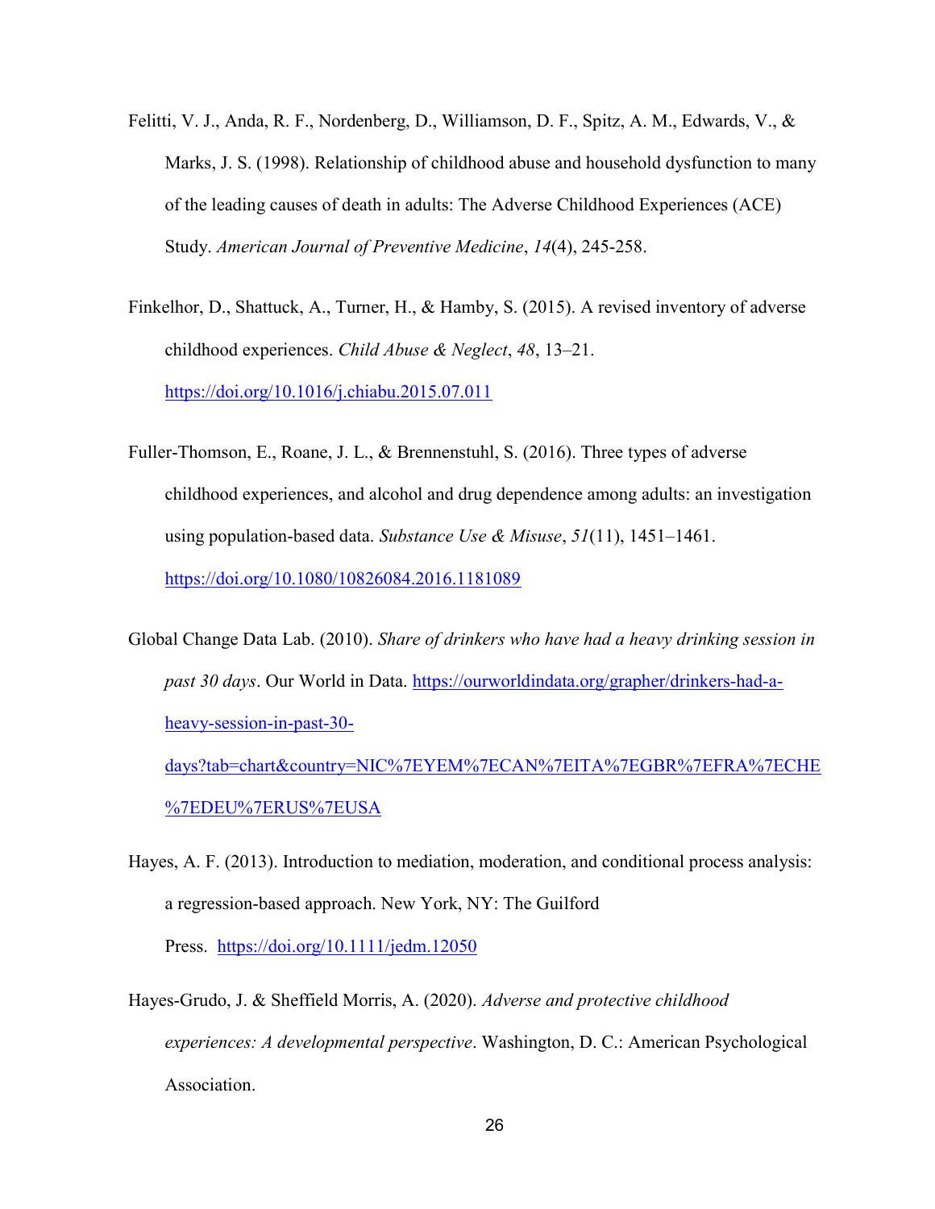Felitti, V. J., Anda, R. F., Nordenberg, D., Williamson, D. F., Spitz, A. M., Edwards, V., & Marks, J. S. (1998). Relationship of childhood abuse and household dysfunction to many of the leading causes of death in adults: The Adverse Childhood Experiences (ACE) Study. *American Journal of Preventive Medicine*, *14*(4), 245-258.

Finkelhor, D., Shattuck, A., Turner, H., & Hamby, S. (2015). A revised inventory of adverse childhood experiences. *Child Abuse & Neglect*, *48*, 13–21. https://doi.org/10.1016/j.chiabu.2015.07.011

Fuller-Thomson, E., Roane, J. L., & Brennenstuhl, S. (2016). Three types of adverse childhood experiences, and alcohol and drug dependence among adults: an investigation using population-based data. *Substance Use & Misuse*, *51*(11), 1451–1461. https://doi.org/10.1080/10826084.2016.1181089

Global Change Data Lab. (2010). *Share of drinkers who have had a heavy drinking session in past 30 days*. Our World in Data. https://ourworldindata.org/grapher/drinkers-had-a-heavy-session-in-past-30-days?tab=chart&country=NIC%7EYEM%7ECAN%7EITA%7EGBR%7EFRA%7ECHE%7EDEU%7ERUS%7EUSA

Hayes, A. F. (2013). Introduction to mediation, moderation, and conditional process analysis: a regression-based approach. New York, NY: The Guilford Press. https://doi.org/10.1111/jedm.12050

Hayes-Grudo, J. & Sheffield Morris, A. (2020). *Adverse and protective childhood experiences: A developmental perspective*. Washington, D. C.: American Psychological Association.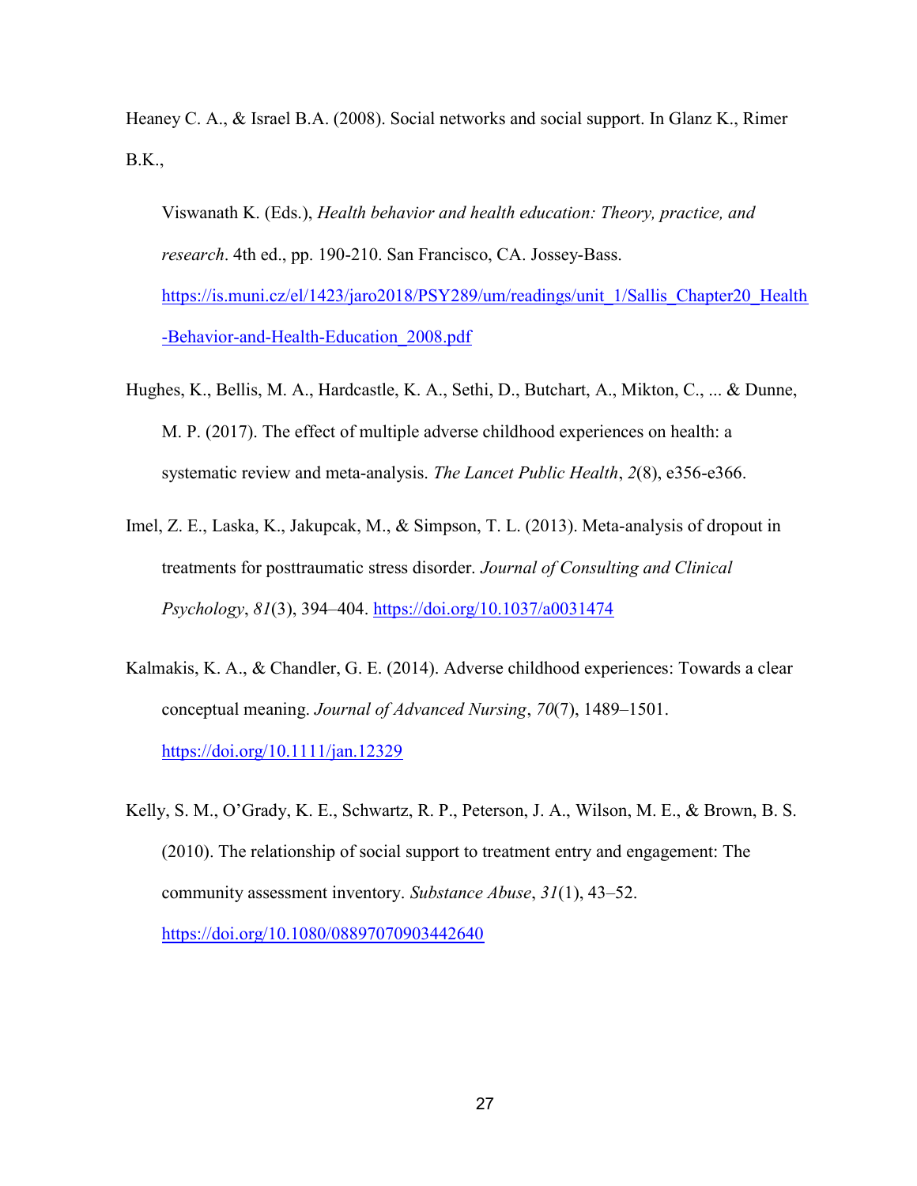Heaney C. A., & Israel B.A. (2008). Social networks and social support. In Glanz K., Rimer B.K.,

Viswanath K. (Eds.), *Health behavior and health education: Theory, practice, and research*. 4th ed., pp. 190-210. San Francisco, CA. Jossey-Bass. https://is.muni.cz/el/1423/jaro2018/PSY289/um/readings/unit_1/Sallis_Chapter20_Health-Behavior-and-Health-Education_2008.pdf

Hughes, K., Bellis, M. A., Hardcastle, K. A., Sethi, D., Butchart, A., Mikton, C., ... & Dunne, M. P. (2017). The effect of multiple adverse childhood experiences on health: a systematic review and meta-analysis. *The Lancet Public Health*, *2*(8), e356-e366.

Imel, Z. E., Laska, K., Jakupcak, M., & Simpson, T. L. (2013). Meta-analysis of dropout in treatments for posttraumatic stress disorder. *Journal of Consulting and Clinical Psychology*, *81*(3), 394–404. https://doi.org/10.1037/a0031474

Kalmakis, K. A., & Chandler, G. E. (2014). Adverse childhood experiences: Towards a clear conceptual meaning. *Journal of Advanced Nursing*, *70*(7), 1489–1501. https://doi.org/10.1111/jan.12329

Kelly, S. M., O'Grady, K. E., Schwartz, R. P., Peterson, J. A., Wilson, M. E., & Brown, B. S. (2010). The relationship of social support to treatment entry and engagement: The community assessment inventory. *Substance Abuse*, *31*(1), 43–52. https://doi.org/10.1080/08897070903442640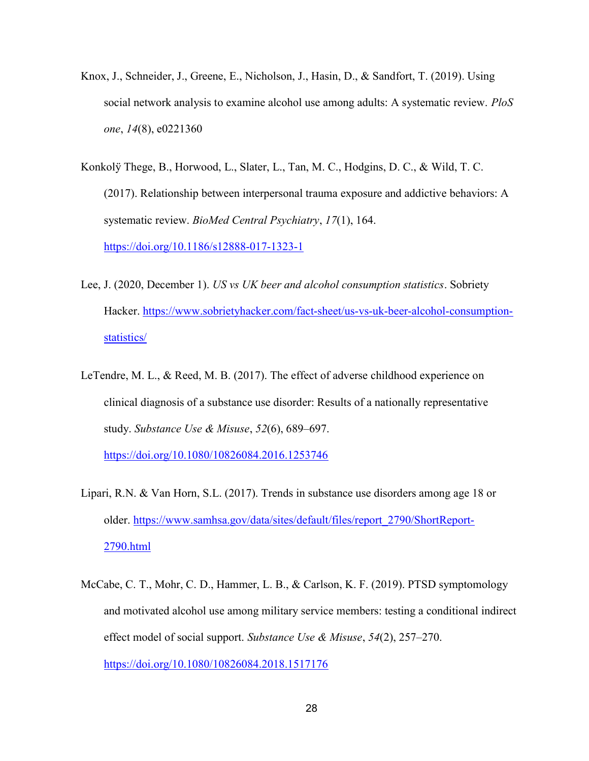Knox, J., Schneider, J., Greene, E., Nicholson, J., Hasin, D., & Sandfort, T. (2019). Using social network analysis to examine alcohol use among adults: A systematic review. *PloS one*, *14*(8), e0221360

Konkolÿ Thege, B., Horwood, L., Slater, L., Tan, M. C., Hodgins, D. C., & Wild, T. C. (2017). Relationship between interpersonal trauma exposure and addictive behaviors: A systematic review. *BioMed Central Psychiatry*, *17*(1), 164. https://doi.org/10.1186/s12888-017-1323-1

Lee, J. (2020, December 1). *US vs UK beer and alcohol consumption statistics*. Sobriety Hacker. https://www.sobrietyhacker.com/fact-sheet/us-vs-uk-beer-alcohol-consumption-statistics/

LeTendre, M. L., & Reed, M. B. (2017). The effect of adverse childhood experience on clinical diagnosis of a substance use disorder: Results of a nationally representative study. *Substance Use & Misuse*, *52*(6), 689–697. https://doi.org/10.1080/10826084.2016.1253746

Lipari, R.N. & Van Horn, S.L. (2017). Trends in substance use disorders among age 18 or older. https://www.samhsa.gov/data/sites/default/files/report_2790/ShortReport-2790.html

McCabe, C. T., Mohr, C. D., Hammer, L. B., & Carlson, K. F. (2019). PTSD symptomology and motivated alcohol use among military service members: testing a conditional indirect effect model of social support. *Substance Use & Misuse*, *54*(2), 257–270. https://doi.org/10.1080/10826084.2018.1517176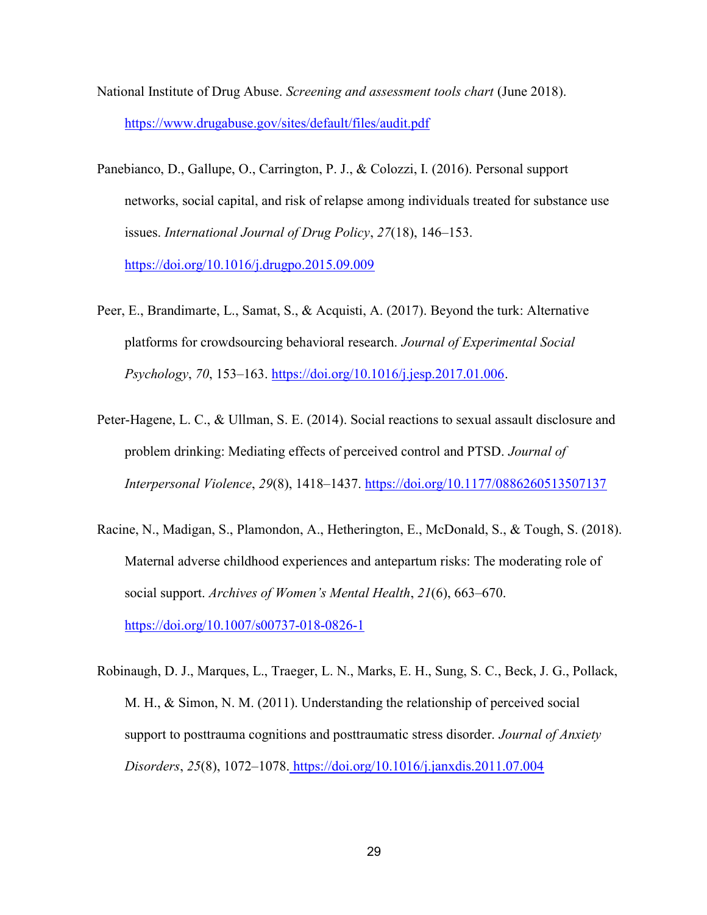National Institute of Drug Abuse. *Screening and assessment tools chart* (June 2018). https://www.drugabuse.gov/sites/default/files/audit.pdf

Panebianco, D., Gallupe, O., Carrington, P. J., & Colozzi, I. (2016). Personal support networks, social capital, and risk of relapse among individuals treated for substance use issues. *International Journal of Drug Policy*, *27*(18), 146–153. https://doi.org/10.1016/j.drugpo.2015.09.009

Peer, E., Brandimarte, L., Samat, S., & Acquisti, A. (2017). Beyond the turk: Alternative platforms for crowdsourcing behavioral research. *Journal of Experimental Social Psychology*, *70*, 153–163. https://doi.org/10.1016/j.jesp.2017.01.006.

Peter-Hagene, L. C., & Ullman, S. E. (2014). Social reactions to sexual assault disclosure and problem drinking: Mediating effects of perceived control and PTSD. *Journal of Interpersonal Violence*, *29*(8), 1418–1437. https://doi.org/10.1177/0886260513507137

Racine, N., Madigan, S., Plamondon, A., Hetherington, E., McDonald, S., & Tough, S. (2018). Maternal adverse childhood experiences and antepartum risks: The moderating role of social support. *Archives of Women's Mental Health*, *21*(6), 663–670. https://doi.org/10.1007/s00737-018-0826-1

Robinaugh, D. J., Marques, L., Traeger, L. N., Marks, E. H., Sung, S. C., Beck, J. G., Pollack, M. H., & Simon, N. M. (2011). Understanding the relationship of perceived social support to posttrauma cognitions and posttraumatic stress disorder. *Journal of Anxiety Disorders*, *25*(8), 1072–1078. https://doi.org/10.1016/j.janxdis.2011.07.004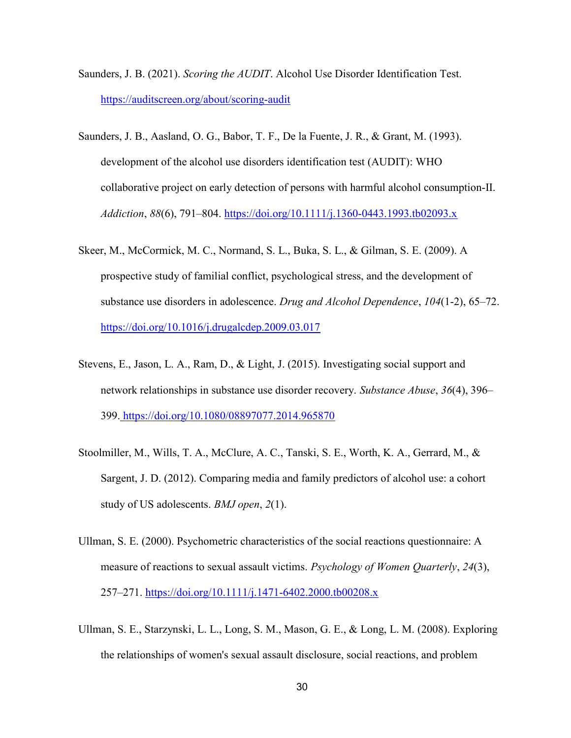Saunders, J. B. (2021). *Scoring the AUDIT*. Alcohol Use Disorder Identification Test. https://auditscreen.org/about/scoring-audit

Saunders, J. B., Aasland, O. G., Babor, T. F., De la Fuente, J. R., & Grant, M. (1993). development of the alcohol use disorders identification test (AUDIT): WHO collaborative project on early detection of persons with harmful alcohol consumption-II. *Addiction*, *88*(6), 791–804. https://doi.org/10.1111/j.1360-0443.1993.tb02093.x

Skeer, M., McCormick, M. C., Normand, S. L., Buka, S. L., & Gilman, S. E. (2009). A prospective study of familial conflict, psychological stress, and the development of substance use disorders in adolescence. *Drug and Alcohol Dependence*, *104*(1-2), 65–72. https://doi.org/10.1016/j.drugalcdep.2009.03.017

Stevens, E., Jason, L. A., Ram, D., & Light, J. (2015). Investigating social support and network relationships in substance use disorder recovery. *Substance Abuse*, *36*(4), 396–399. https://doi.org/10.1080/08897077.2014.965870

Stoolmiller, M., Wills, T. A., McClure, A. C., Tanski, S. E., Worth, K. A., Gerrard, M., & Sargent, J. D. (2012). Comparing media and family predictors of alcohol use: a cohort study of US adolescents. *BMJ open*, *2*(1).

Ullman, S. E. (2000). Psychometric characteristics of the social reactions questionnaire: A measure of reactions to sexual assault victims. *Psychology of Women Quarterly*, *24*(3), 257–271. https://doi.org/10.1111/j.1471-6402.2000.tb00208.x

Ullman, S. E., Starzynski, L. L., Long, S. M., Mason, G. E., & Long, L. M. (2008). Exploring the relationships of women's sexual assault disclosure, social reactions, and problem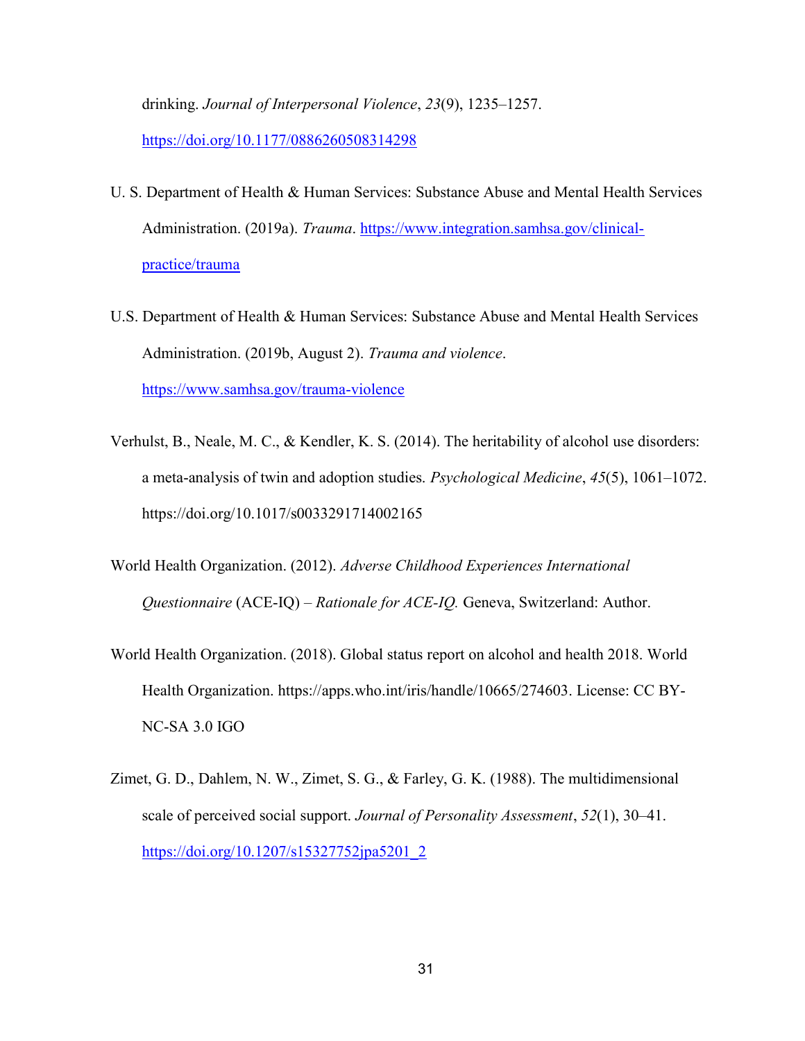drinking. *Journal of Interpersonal Violence*, *23*(9), 1235–1257. https://doi.org/10.1177/0886260508314298

U. S. Department of Health & Human Services: Substance Abuse and Mental Health Services Administration. (2019a). *Trauma*. https://www.integration.samhsa.gov/clinical-practice/trauma

U.S. Department of Health & Human Services: Substance Abuse and Mental Health Services Administration. (2019b, August 2). *Trauma and violence*. https://www.samhsa.gov/trauma-violence

Verhulst, B., Neale, M. C., & Kendler, K. S. (2014). The heritability of alcohol use disorders: a meta-analysis of twin and adoption studies. *Psychological Medicine*, *45*(5), 1061–1072. https://doi.org/10.1017/s0033291714002165

World Health Organization. (2012). *Adverse Childhood Experiences International Questionnaire* (ACE-IQ) – *Rationale for ACE-IQ.* Geneva, Switzerland: Author.

World Health Organization. (2018). Global status report on alcohol and health 2018. World Health Organization. https://apps.who.int/iris/handle/10665/274603. License: CC BY-NC-SA 3.0 IGO

Zimet, G. D., Dahlem, N. W., Zimet, S. G., & Farley, G. K. (1988). The multidimensional scale of perceived social support. *Journal of Personality Assessment*, *52*(1), 30–41. https://doi.org/10.1207/s15327752jpa5201_2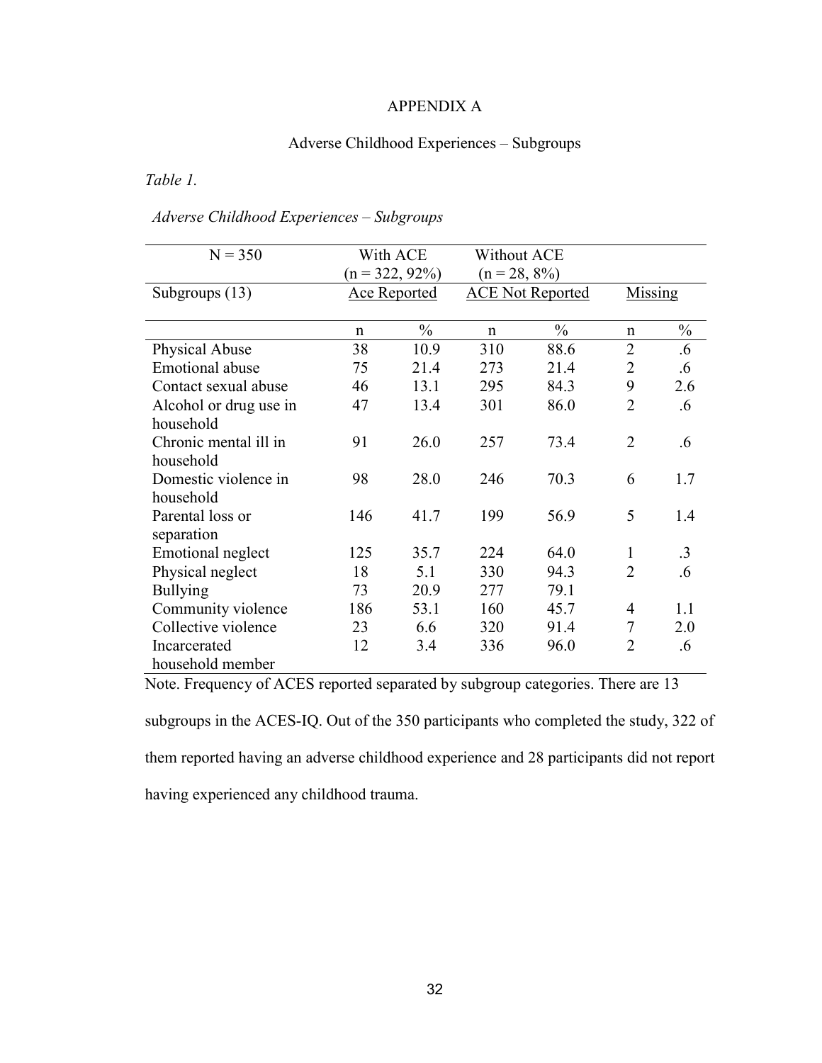# APPENDIX A

## Adverse Childhood Experiences – Subgroups

*Table 1.*

*Adverse Childhood Experiences – Subgroups*

| N = 350 | With ACE (n = 322, 92%) | | Without ACE (n = 28, 8%) | | | |
|---|---|---|---|---|---|---|
| Subgroups (13) | Ace Reported | | ACE Not Reported | | Missing | |
| | n | % | n | % | n | % |
| Physical Abuse | 38 | 10.9 | 310 | 88.6 | 2 | .6 |
| Emotional abuse | 75 | 21.4 | 273 | 21.4 | 2 | .6 |
| Contact sexual abuse | 46 | 13.1 | 295 | 84.3 | 9 | 2.6 |
| Alcohol or drug use in household | 47 | 13.4 | 301 | 86.0 | 2 | .6 |
| Chronic mental ill in household | 91 | 26.0 | 257 | 73.4 | 2 | .6 |
| Domestic violence in household | 98 | 28.0 | 246 | 70.3 | 6 | 1.7 |
| Parental loss or separation | 146 | 41.7 | 199 | 56.9 | 5 | 1.4 |
| Emotional neglect | 125 | 35.7 | 224 | 64.0 | 1 | .3 |
| Physical neglect | 18 | 5.1 | 330 | 94.3 | 2 | .6 |
| Bullying | 73 | 20.9 | 277 | 79.1 | | |
| Community violence | 186 | 53.1 | 160 | 45.7 | 4 | 1.1 |
| Collective violence | 23 | 6.6 | 320 | 91.4 | 7 | 2.0 |
| Incarcerated household member | 12 | 3.4 | 336 | 96.0 | 2 | .6 |

Note. Frequency of ACES reported separated by subgroup categories. There are 13 subgroups in the ACES-IQ. Out of the 350 participants who completed the study, 322 of them reported having an adverse childhood experience and 28 participants did not report having experienced any childhood trauma.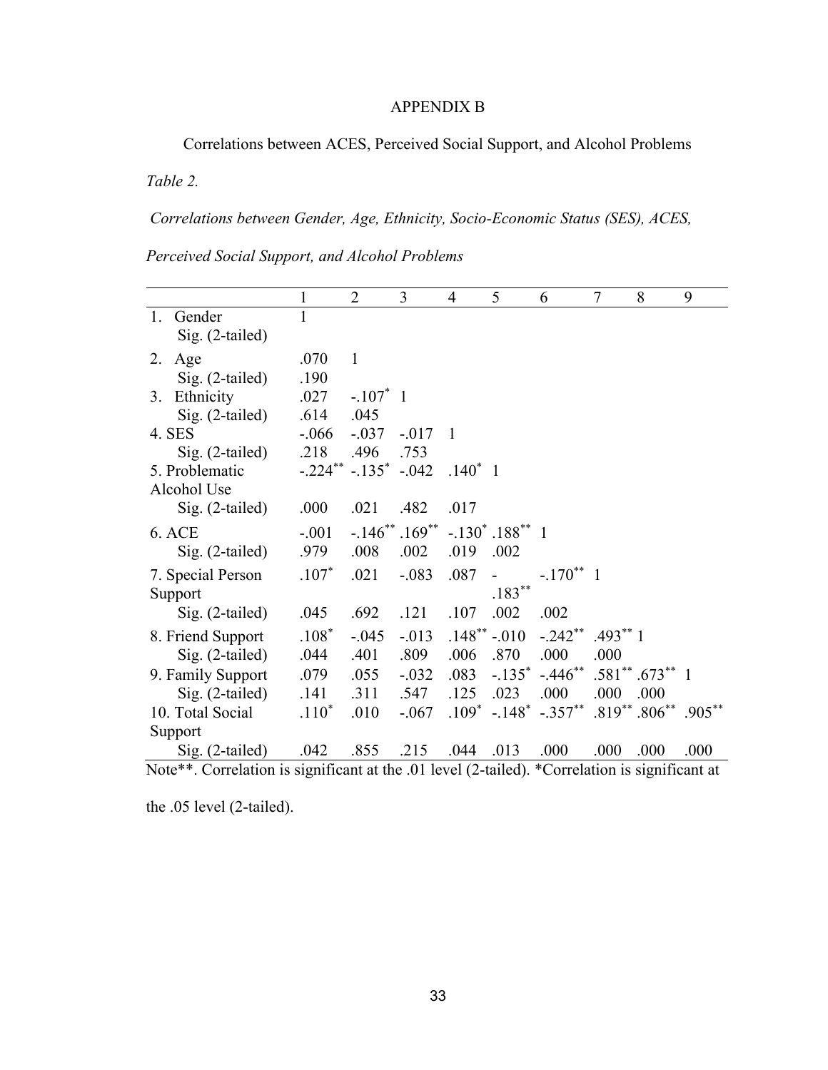# APPENDIX B

Correlations between ACES, Perceived Social Support, and Alcohol Problems

*Table 2.*

*Correlations between Gender, Age, Ethnicity, Socio-Economic Status (SES), ACES, Perceived Social Support, and Alcohol Problems*

| | 1 | 2 | 3 | 4 | 5 | 6 | 7 | 8 | 9 |
|---|---|---|---|---|---|---|---|---|---|
| 1. Gender | 1 | | | | | | | | |
| Sig. (2-tailed) | | | | | | | | | |
| 2. Age | .070 | 1 | | | | | | | |
| Sig. (2-tailed) | .190 | | | | | | | | |
| 3. Ethnicity | .027 | -.107* | 1 | | | | | | |
| Sig. (2-tailed) | .614 | .045 | | | | | | | |
| 4. SES | -.066 | -.037 | -.017 | 1 | | | | | |
| Sig. (2-tailed) | .218 | .496 | .753 | | | | | | |
| 5. Problematic Alcohol Use | -.224** | -.135* | -.042 | .140* | 1 | | | | |
| Sig. (2-tailed) | .000 | .021 | .482 | .017 | | | | | |
| 6. ACE | -.001 | -.146** | .169** | -.130* | .188** | 1 | | | |
| Sig. (2-tailed) | .979 | .008 | .002 | .019 | .002 | | | | |
| 7. Special Person Support | .107* | .021 | -.083 | .087 | -.183** | -.170** | 1 | | |
| Sig. (2-tailed) | .045 | .692 | .121 | .107 | .002 | .002 | | | |
| 8. Friend Support | .108* | -.045 | -.013 | .148** | -.010 | -.242** | .493** | 1 | |
| Sig. (2-tailed) | .044 | .401 | .809 | .006 | .870 | .000 | .000 | | |
| 9. Family Support | .079 | .055 | -.032 | .083 | -.135* | -.446** | .581** | .673** | 1 |
| Sig. (2-tailed) | .141 | .311 | .547 | .125 | .023 | .000 | .000 | .000 | |
| 10. Total Social Support | .110* | .010 | -.067 | .109* | -.148* | -.357** | .819** | .806** | .905** |
| Sig. (2-tailed) | .042 | .855 | .215 | .044 | .013 | .000 | .000 | .000 | .000 |

Note**. Correlation is significant at the .01 level (2-tailed). *Correlation is significant at the .05 level (2-tailed).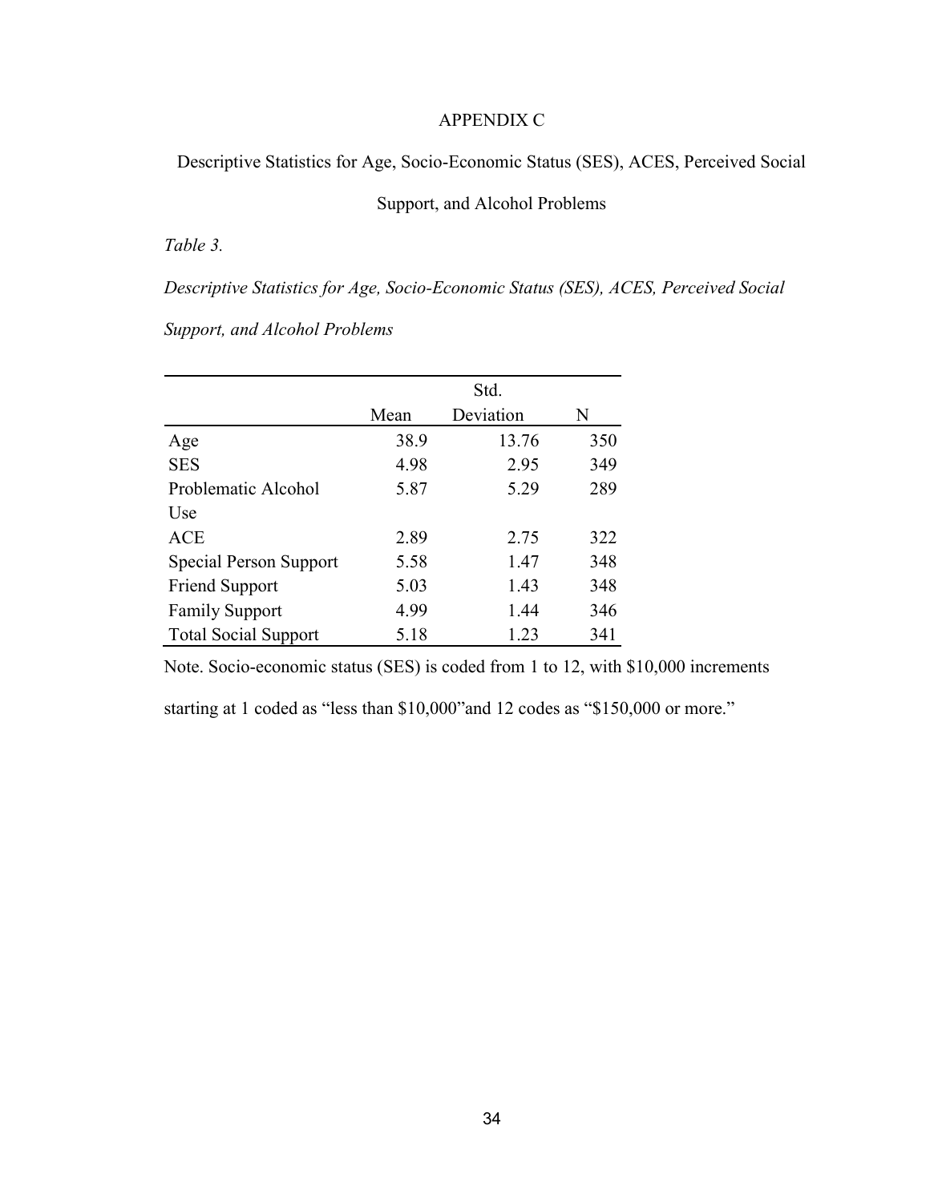# APPENDIX C

Descriptive Statistics for Age, Socio-Economic Status (SES), ACES, Perceived Social Support, and Alcohol Problems

*Table 3.*

*Descriptive Statistics for Age, Socio-Economic Status (SES), ACES, Perceived Social Support, and Alcohol Problems*

| | Mean | Std. Deviation | N |
|---|---|---|---|
| Age | 38.9 | 13.76 | 350 |
| SES | 4.98 | 2.95 | 349 |
| Problematic Alcohol Use | 5.87 | 5.29 | 289 |
| ACE | 2.89 | 2.75 | 322 |
| Special Person Support | 5.58 | 1.47 | 348 |
| Friend Support | 5.03 | 1.43 | 348 |
| Family Support | 4.99 | 1.44 | 346 |
| Total Social Support | 5.18 | 1.23 | 341 |

Note. Socio-economic status (SES) is coded from 1 to 12, with $10,000 increments starting at 1 coded as "less than $10,000"and 12 codes as "$150,000 or more."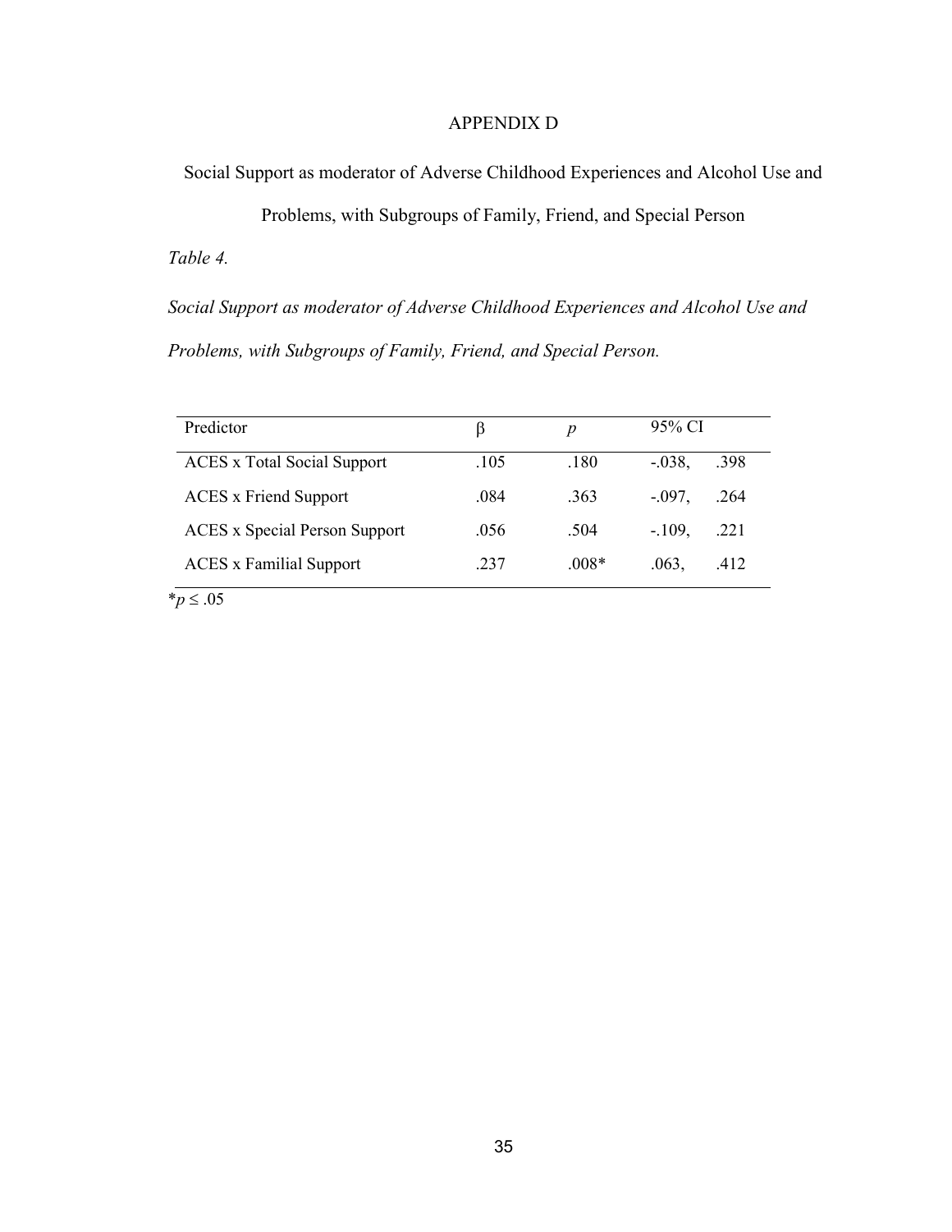# APPENDIX D

Social Support as moderator of Adverse Childhood Experiences and Alcohol Use and Problems, with Subgroups of Family, Friend, and Special Person

*Table 4.*

*Social Support as moderator of Adverse Childhood Experiences and Alcohol Use and Problems, with Subgroups of Family, Friend, and Special Person.*

| Predictor | β | *p* | 95% CI | |
|---|---|---|---|---|
| ACES x Total Social Support | .105 | .180 | -.038, | .398 |
| ACES x Friend Support | .084 | .363 | -.097, | .264 |
| ACES x Special Person Support | .056 | .504 | -.109, | .221 |
| ACES x Familial Support | .237 | .008* | .063, | .412 |

*$p \leq .05$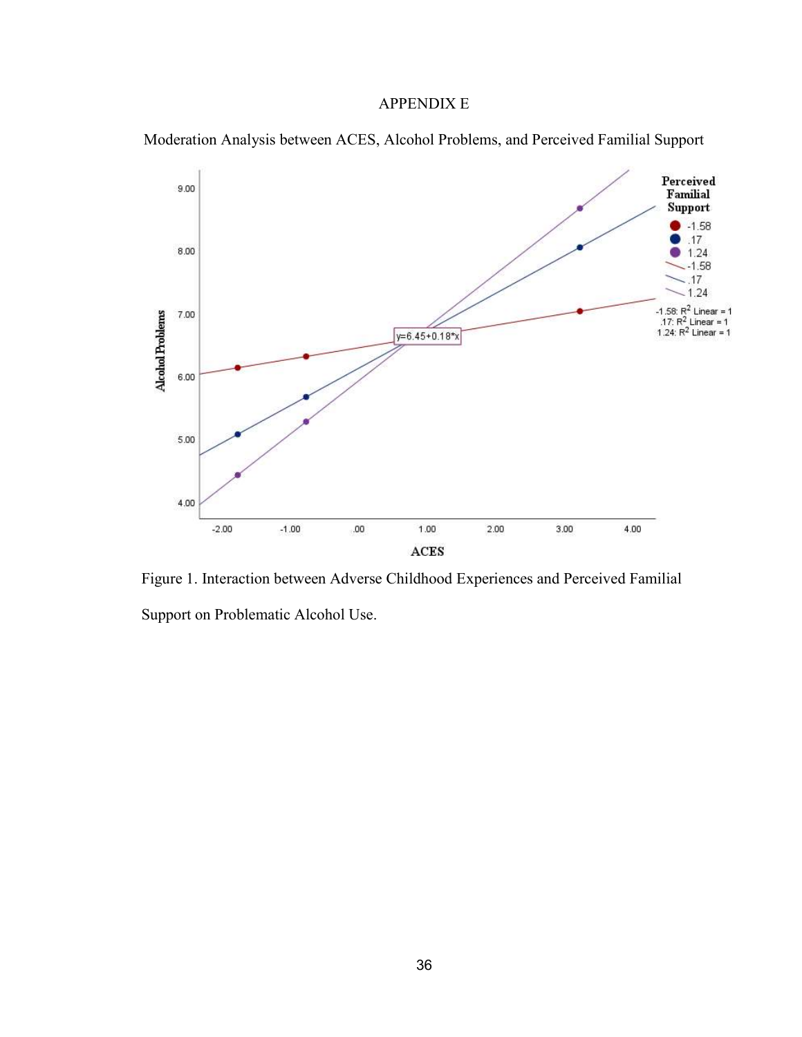# APPENDIX E

Moderation Analysis between ACES, Alcohol Problems, and Perceived Familial Support

Perceived Familial Support

-1.58

.17

1.24

-1.58

.17

1.24

-1.58: $R^2$ Linear = 1

.17: $R^2$ Linear = 1

1.24: $R^2$ Linear = 1

y=6.45+0.18*x

Alcohol Problems

9.00

8.00

7.00

6.00

5.00

4.00

-2.00

-1.00

.00

1.00

2.00

3.00

4.00

ACES

Figure 1. Interaction between Adverse Childhood Experiences and Perceived Familial Support on Problematic Alcohol Use.